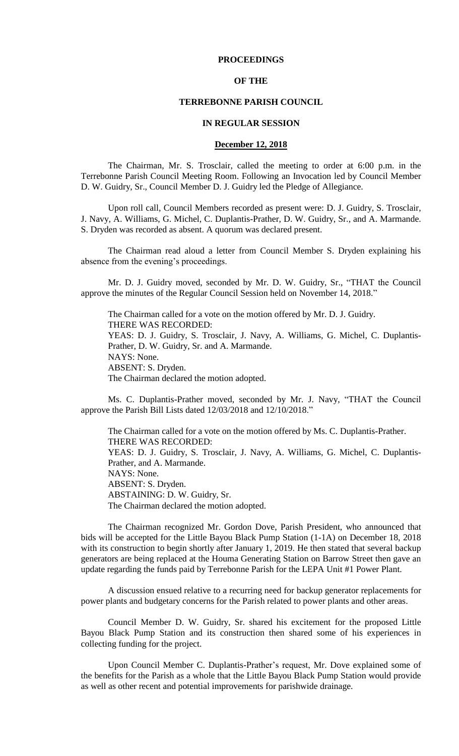# PROCEEDINGS

# OF THE

# TERREBONNE PARISH COUNCIL

# IN REGULAR SESSION

## December 12, 2018

The Chairman, Mr. S. Trosclair, called the meeting to order at 6:00 p.m. in the Terrebonne Parish Council Meeting Room. Following an Invocation led by Council Member D. W. Guidry, Sr., Council Member D. J. Guidry led the Pledge of Allegiance.

Upon roll call, Council Members recorded as present were: D. J. Guidry, S. Trosclair, J. Navy, A. Williams, G. Michel, C. Duplantis-Prather, D. W. Guidry, Sr., and A. Marmande. S. Dryden was recorded as absent. A quorum was declared present.

The Chairman read aloud a letter from Council Member S. Dryden explaining his absence from the evening's proceedings.

Mr. D. J. Guidry moved, seconded by Mr. D. W. Guidry, Sr., "THAT the Council approve the minutes of the Regular Council Session held on November 14, 2018."

The Chairman called for a vote on the motion offered by Mr. D. J. Guidry.
THERE WAS RECORDED:
YEAS: D. J. Guidry, S. Trosclair, J. Navy, A. Williams, G. Michel, C. Duplantis-Prather, D. W. Guidry, Sr. and A. Marmande.
NAYS: None.
ABSENT: S. Dryden.
The Chairman declared the motion adopted.

Ms. C. Duplantis-Prather moved, seconded by Mr. J. Navy, "THAT the Council approve the Parish Bill Lists dated 12/03/2018 and 12/10/2018."

The Chairman called for a vote on the motion offered by Ms. C. Duplantis-Prather.
THERE WAS RECORDED:
YEAS: D. J. Guidry, S. Trosclair, J. Navy, A. Williams, G. Michel, C. Duplantis-Prather, and A. Marmande.
NAYS: None.
ABSENT: S. Dryden.
ABSTAINING: D. W. Guidry, Sr.
The Chairman declared the motion adopted.

The Chairman recognized Mr. Gordon Dove, Parish President, who announced that bids will be accepted for the Little Bayou Black Pump Station (1-1A) on December 18, 2018 with its construction to begin shortly after January 1, 2019. He then stated that several backup generators are being replaced at the Houma Generating Station on Barrow Street then gave an update regarding the funds paid by Terrebonne Parish for the LEPA Unit #1 Power Plant.

A discussion ensued relative to a recurring need for backup generator replacements for power plants and budgetary concerns for the Parish related to power plants and other areas.

Council Member D. W. Guidry, Sr. shared his excitement for the proposed Little Bayou Black Pump Station and its construction then shared some of his experiences in collecting funding for the project.

Upon Council Member C. Duplantis-Prather's request, Mr. Dove explained some of the benefits for the Parish as a whole that the Little Bayou Black Pump Station would provide as well as other recent and potential improvements for parishwide drainage.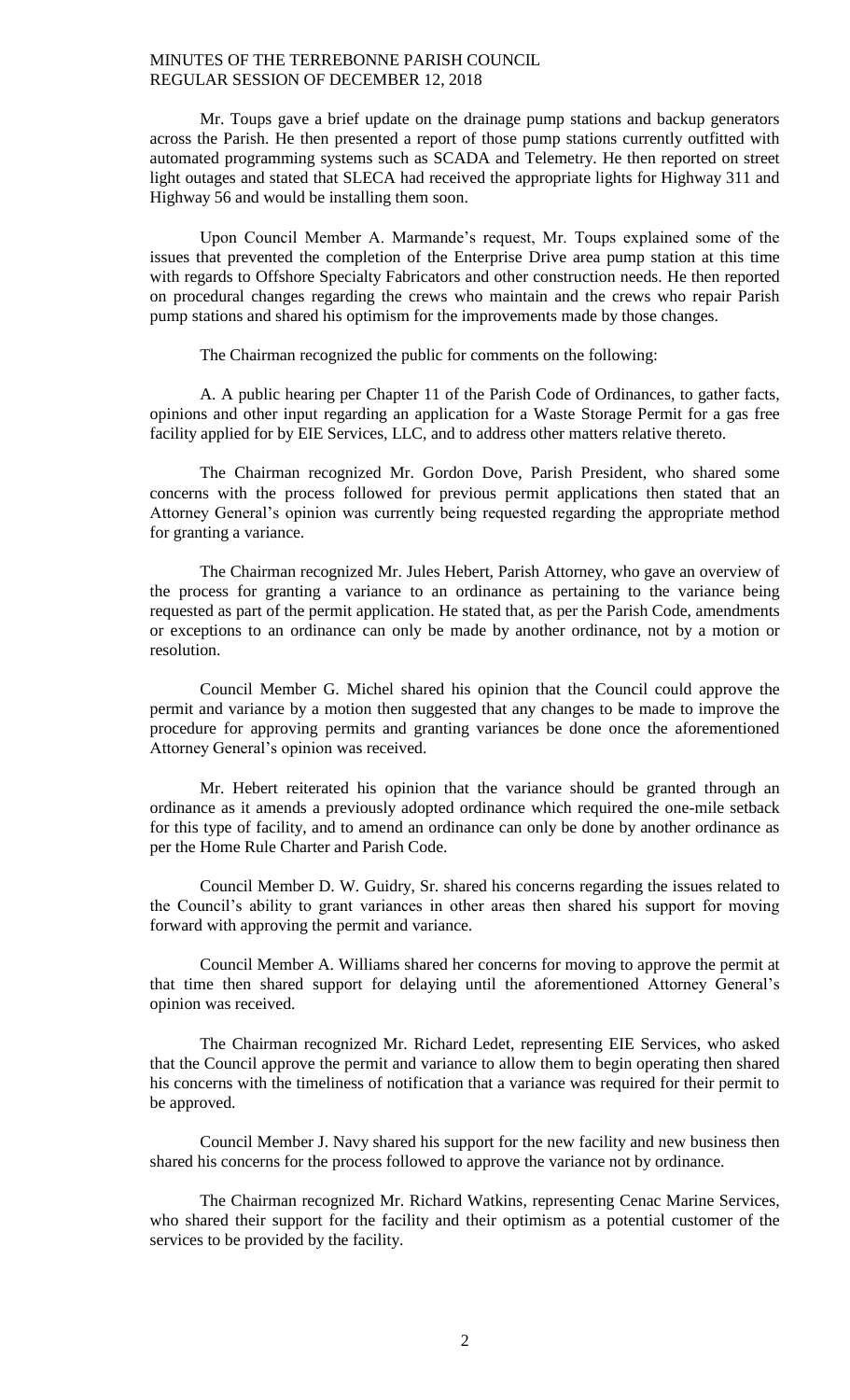Mr. Toups gave a brief update on the drainage pump stations and backup generators across the Parish. He then presented a report of those pump stations currently outfitted with automated programming systems such as SCADA and Telemetry. He then reported on street light outages and stated that SLECA had received the appropriate lights for Highway 311 and Highway 56 and would be installing them soon.

Upon Council Member A. Marmande's request, Mr. Toups explained some of the issues that prevented the completion of the Enterprise Drive area pump station at this time with regards to Offshore Specialty Fabricators and other construction needs. He then reported on procedural changes regarding the crews who maintain and the crews who repair Parish pump stations and shared his optimism for the improvements made by those changes.

The Chairman recognized the public for comments on the following:

A. A public hearing per Chapter 11 of the Parish Code of Ordinances, to gather facts, opinions and other input regarding an application for a Waste Storage Permit for a gas free facility applied for by EIE Services, LLC, and to address other matters relative thereto.

The Chairman recognized Mr. Gordon Dove, Parish President, who shared some concerns with the process followed for previous permit applications then stated that an Attorney General's opinion was currently being requested regarding the appropriate method for granting a variance.

The Chairman recognized Mr. Jules Hebert, Parish Attorney, who gave an overview of the process for granting a variance to an ordinance as pertaining to the variance being requested as part of the permit application. He stated that, as per the Parish Code, amendments or exceptions to an ordinance can only be made by another ordinance, not by a motion or resolution.

Council Member G. Michel shared his opinion that the Council could approve the permit and variance by a motion then suggested that any changes to be made to improve the procedure for approving permits and granting variances be done once the aforementioned Attorney General's opinion was received.

Mr. Hebert reiterated his opinion that the variance should be granted through an ordinance as it amends a previously adopted ordinance which required the one-mile setback for this type of facility, and to amend an ordinance can only be done by another ordinance as per the Home Rule Charter and Parish Code.

Council Member D. W. Guidry, Sr. shared his concerns regarding the issues related to the Council's ability to grant variances in other areas then shared his support for moving forward with approving the permit and variance.

Council Member A. Williams shared her concerns for moving to approve the permit at that time then shared support for delaying until the aforementioned Attorney General's opinion was received.

The Chairman recognized Mr. Richard Ledet, representing EIE Services, who asked that the Council approve the permit and variance to allow them to begin operating then shared his concerns with the timeliness of notification that a variance was required for their permit to be approved.

Council Member J. Navy shared his support for the new facility and new business then shared his concerns for the process followed to approve the variance not by ordinance.

The Chairman recognized Mr. Richard Watkins, representing Cenac Marine Services, who shared their support for the facility and their optimism as a potential customer of the services to be provided by the facility.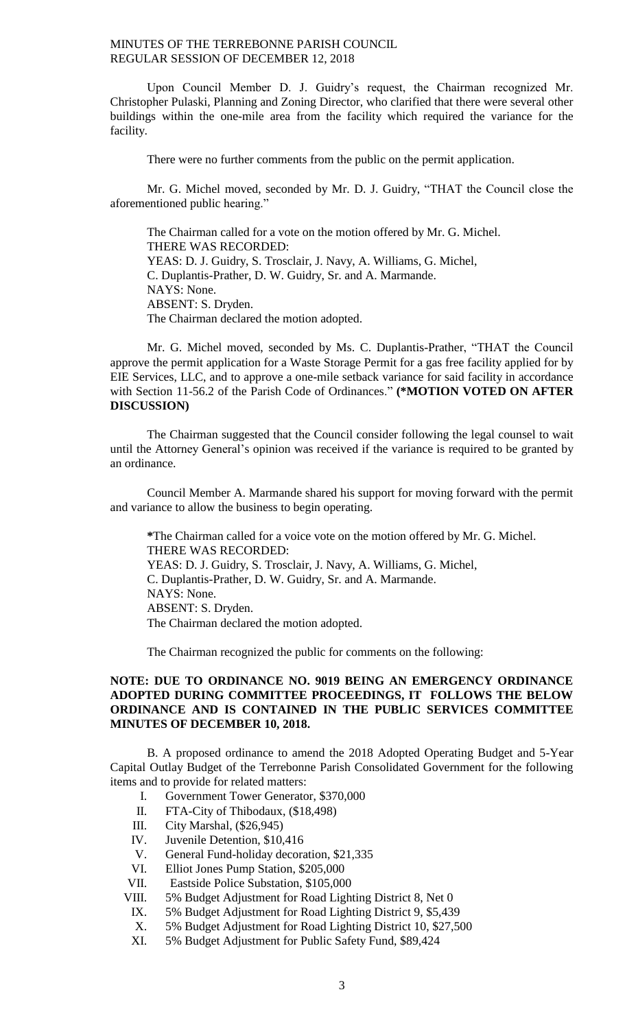Upon Council Member D. J. Guidry's request, the Chairman recognized Mr. Christopher Pulaski, Planning and Zoning Director, who clarified that there were several other buildings within the one-mile area from the facility which required the variance for the facility.

There were no further comments from the public on the permit application.

Mr. G. Michel moved, seconded by Mr. D. J. Guidry, "THAT the Council close the aforementioned public hearing."

The Chairman called for a vote on the motion offered by Mr. G. Michel.
THERE WAS RECORDED:
YEAS: D. J. Guidry, S. Trosclair, J. Navy, A. Williams, G. Michel, C. Duplantis-Prather, D. W. Guidry, Sr. and A. Marmande.
NAYS: None.
ABSENT: S. Dryden.
The Chairman declared the motion adopted.

Mr. G. Michel moved, seconded by Ms. C. Duplantis-Prather, "THAT the Council approve the permit application for a Waste Storage Permit for a gas free facility applied for by EIE Services, LLC, and to approve a one-mile setback variance for said facility in accordance with Section 11-56.2 of the Parish Code of Ordinances." **(*MOTION VOTED ON AFTER DISCUSSION)**

The Chairman suggested that the Council consider following the legal counsel to wait until the Attorney General's opinion was received if the variance is required to be granted by an ordinance.

Council Member A. Marmande shared his support for moving forward with the permit and variance to allow the business to begin operating.

**\***The Chairman called for a voice vote on the motion offered by Mr. G. Michel.
THERE WAS RECORDED:
YEAS: D. J. Guidry, S. Trosclair, J. Navy, A. Williams, G. Michel, C. Duplantis-Prather, D. W. Guidry, Sr. and A. Marmande.
NAYS: None.
ABSENT: S. Dryden.
The Chairman declared the motion adopted.

The Chairman recognized the public for comments on the following:

**NOTE: DUE TO ORDINANCE NO. 9019 BEING AN EMERGENCY ORDINANCE ADOPTED DURING COMMITTEE PROCEEDINGS, IT FOLLOWS THE BELOW ORDINANCE AND IS CONTAINED IN THE PUBLIC SERVICES COMMITTEE MINUTES OF DECEMBER 10, 2018.**

B. A proposed ordinance to amend the 2018 Adopted Operating Budget and 5-Year Capital Outlay Budget of the Terrebonne Parish Consolidated Government for the following items and to provide for related matters:

I. Government Tower Generator, $370,000
II. FTA-City of Thibodaux, ($18,498)
III. City Marshal, ($26,945)
IV. Juvenile Detention, $10,416
V. General Fund-holiday decoration, $21,335
VI. Elliot Jones Pump Station, $205,000
VII. Eastside Police Substation, $105,000
VIII. 5% Budget Adjustment for Road Lighting District 8, Net 0
IX. 5% Budget Adjustment for Road Lighting District 9, $5,439
X. 5% Budget Adjustment for Road Lighting District 10, $27,500
XI. 5% Budget Adjustment for Public Safety Fund, $89,424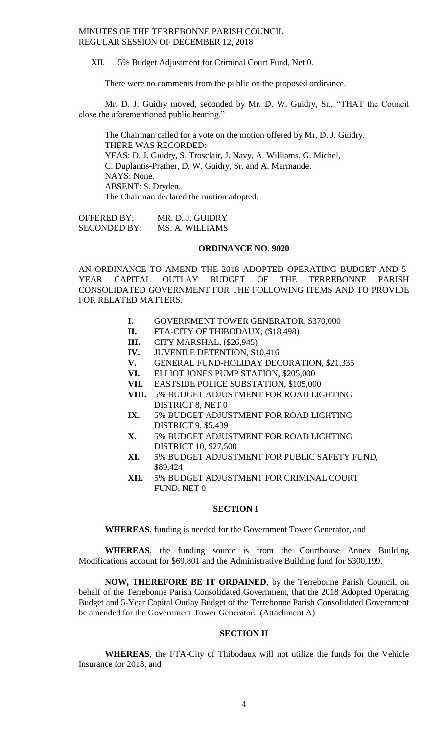XII. 5% Budget Adjustment for Criminal Court Fund, Net 0.

There were no comments from the public on the proposed ordinance.

Mr. D. J. Guidry moved, seconded by Mr. D. W. Guidry, Sr., "THAT the Council close the aforementioned public hearing."

The Chairman called for a vote on the motion offered by Mr. D. J. Guidry.
THERE WAS RECORDED:
YEAS: D. J. Guidry, S. Trosclair, J. Navy, A. Williams, G. Michel, C. Duplantis-Prather, D. W. Guidry, Sr. and A. Marmande.
NAYS: None.
ABSENT: S. Dryden.
The Chairman declared the motion adopted.

OFFERED BY: MR. D. J. GUIDRY
SECONDED BY: MS. A. WILLIAMS

**ORDINANCE NO. 9020**

AN ORDINANCE TO AMEND THE 2018 ADOPTED OPERATING BUDGET AND 5-YEAR CAPITAL OUTLAY BUDGET OF THE TERREBONNE PARISH CONSOLIDATED GOVERNMENT FOR THE FOLLOWING ITEMS AND TO PROVIDE FOR RELATED MATTERS.

- **I.** GOVERNMENT TOWER GENERATOR, $370,000
- **II.** FTA-CITY OF THIBODAUX, ($18,498)
- **III.** CITY MARSHAL, ($26,945)
- **IV.** JUVENILE DETENTION, $10,416
- **V.** GENERAL FUND-HOLIDAY DECORATION, $21,335
- **VI.** ELLIOT JONES PUMP STATION, $205,000
- **VII.** EASTSIDE POLICE SUBSTATION, $105,000
- **VIII.** 5% BUDGET ADJUSTMENT FOR ROAD LIGHTING DISTRICT 8, NET 0
- **IX.** 5% BUDGET ADJUSTMENT FOR ROAD LIGHTING DISTRICT 9, $5,439
- **X.** 5% BUDGET ADJUSTMENT FOR ROAD LIGHTING DISTRICT 10, $27,500
- **XI.** 5% BUDGET ADJUSTMENT FOR PUBLIC SAFETY FUND, $89,424
- **XII.** 5% BUDGET ADJUSTMENT FOR CRIMINAL COURT FUND, NET 0

**SECTION I**

**WHEREAS**, funding is needed for the Government Tower Generator, and

**WHEREAS**, the funding source is from the Courthouse Annex Building Modifications account for $69,801 and the Administrative Building fund for $300,199.

**NOW, THEREFORE BE IT ORDAINED**, by the Terrebonne Parish Council, on behalf of the Terrebonne Parish Consolidated Government, that the 2018 Adopted Operating Budget and 5-Year Capital Outlay Budget of the Terrebonne Parish Consolidated Government be amended for the Government Tower Generator. (Attachment A)

**SECTION II**

**WHEREAS**, the FTA-City of Thibodaux will not utilize the funds for the Vehicle Insurance for 2018, and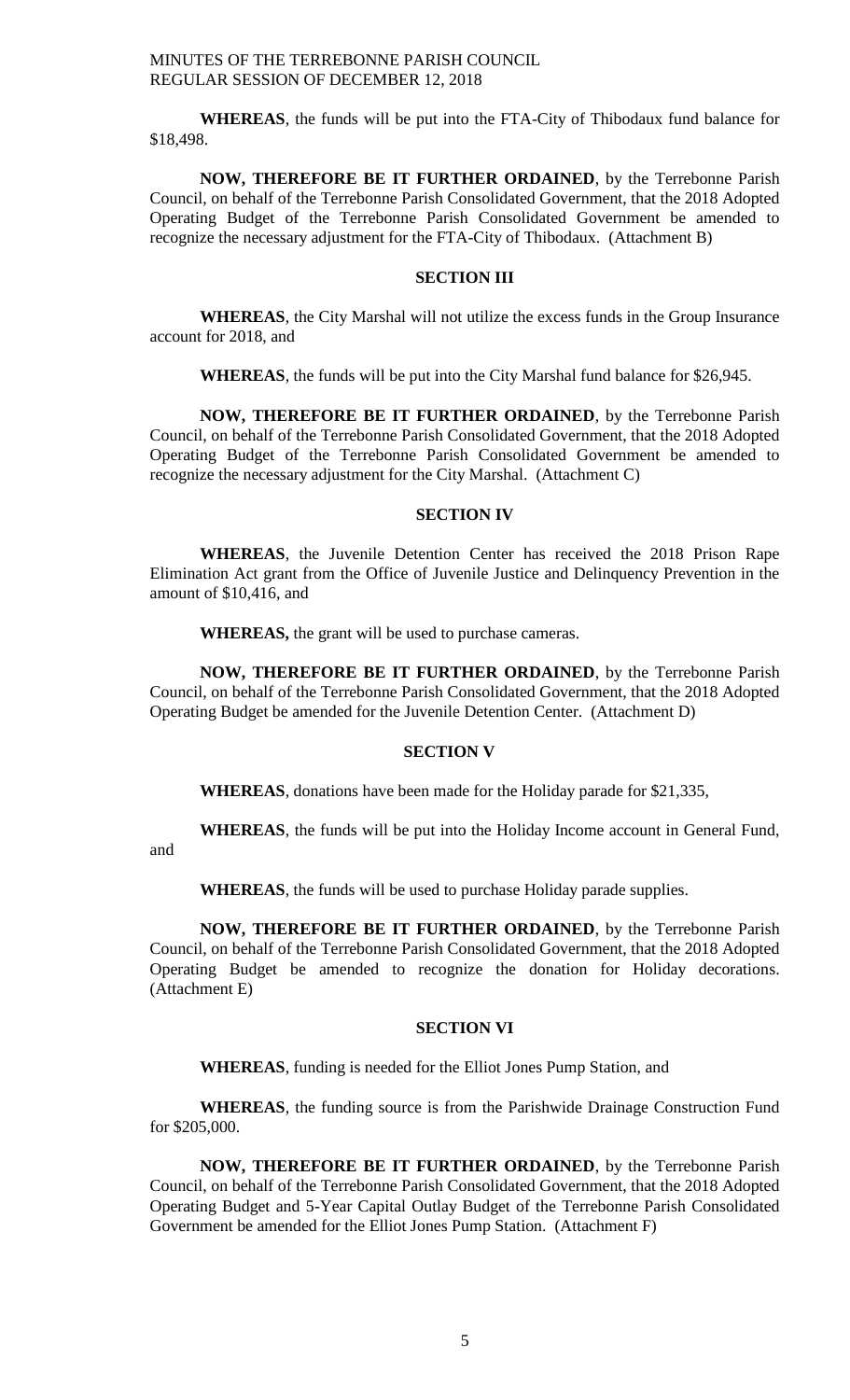**WHEREAS**, the funds will be put into the FTA-City of Thibodaux fund balance for $18,498.

**NOW, THEREFORE BE IT FURTHER ORDAINED**, by the Terrebonne Parish Council, on behalf of the Terrebonne Parish Consolidated Government, that the 2018 Adopted Operating Budget of the Terrebonne Parish Consolidated Government be amended to recognize the necessary adjustment for the FTA-City of Thibodaux. (Attachment B)

**SECTION III**

**WHEREAS**, the City Marshal will not utilize the excess funds in the Group Insurance account for 2018, and

**WHEREAS**, the funds will be put into the City Marshal fund balance for $26,945.

**NOW, THEREFORE BE IT FURTHER ORDAINED**, by the Terrebonne Parish Council, on behalf of the Terrebonne Parish Consolidated Government, that the 2018 Adopted Operating Budget of the Terrebonne Parish Consolidated Government be amended to recognize the necessary adjustment for the City Marshal. (Attachment C)

**SECTION IV**

**WHEREAS**, the Juvenile Detention Center has received the 2018 Prison Rape Elimination Act grant from the Office of Juvenile Justice and Delinquency Prevention in the amount of $10,416, and

**WHEREAS,** the grant will be used to purchase cameras.

**NOW, THEREFORE BE IT FURTHER ORDAINED**, by the Terrebonne Parish Council, on behalf of the Terrebonne Parish Consolidated Government, that the 2018 Adopted Operating Budget be amended for the Juvenile Detention Center. (Attachment D)

**SECTION V**

**WHEREAS**, donations have been made for the Holiday parade for $21,335,

**WHEREAS**, the funds will be put into the Holiday Income account in General Fund, and

**WHEREAS**, the funds will be used to purchase Holiday parade supplies.

**NOW, THEREFORE BE IT FURTHER ORDAINED**, by the Terrebonne Parish Council, on behalf of the Terrebonne Parish Consolidated Government, that the 2018 Adopted Operating Budget be amended to recognize the donation for Holiday decorations. (Attachment E)

**SECTION VI**

**WHEREAS**, funding is needed for the Elliot Jones Pump Station, and

**WHEREAS**, the funding source is from the Parishwide Drainage Construction Fund for $205,000.

**NOW, THEREFORE BE IT FURTHER ORDAINED**, by the Terrebonne Parish Council, on behalf of the Terrebonne Parish Consolidated Government, that the 2018 Adopted Operating Budget and 5-Year Capital Outlay Budget of the Terrebonne Parish Consolidated Government be amended for the Elliot Jones Pump Station. (Attachment F)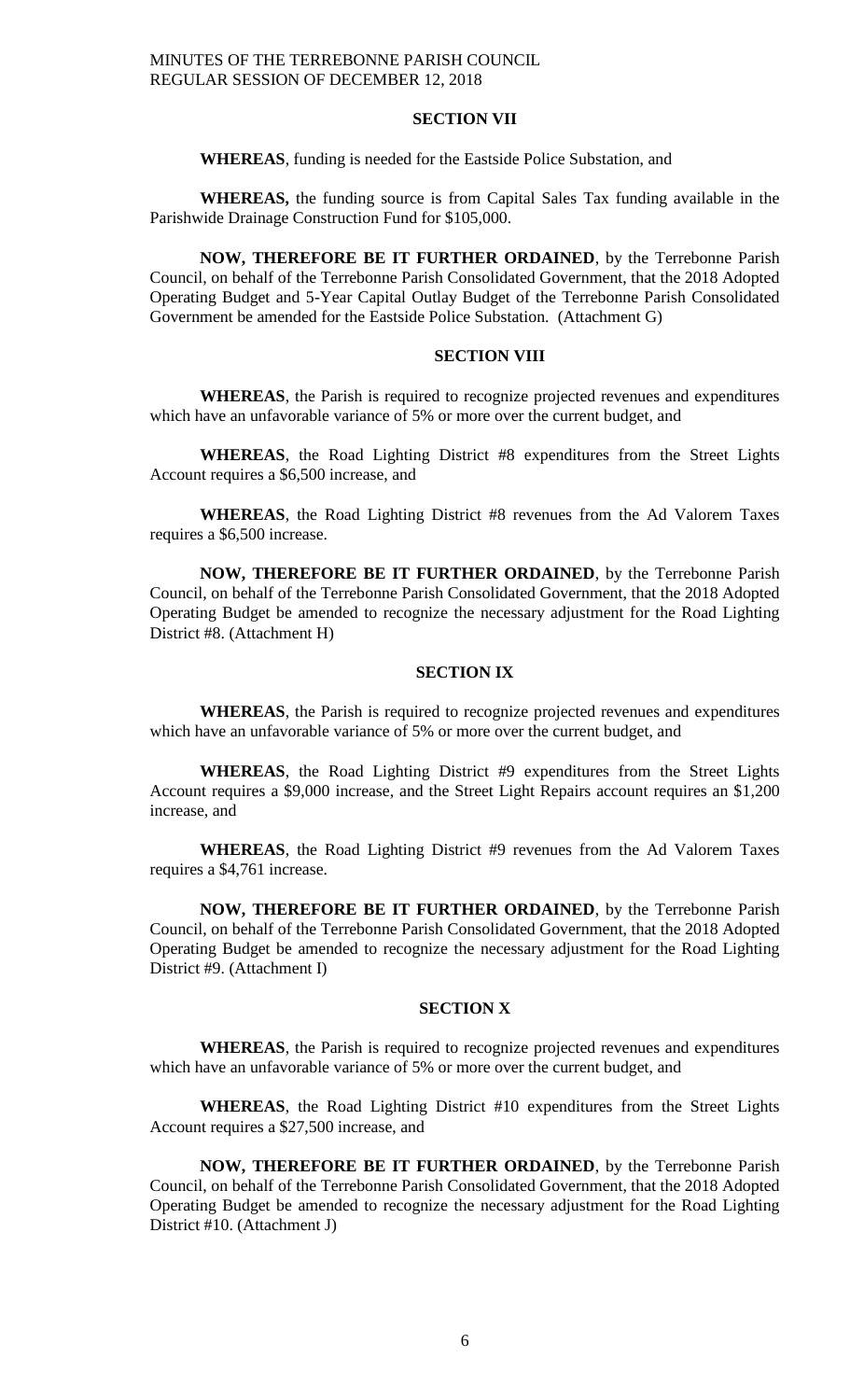### SECTION VII

**WHEREAS**, funding is needed for the Eastside Police Substation, and

**WHEREAS,** the funding source is from Capital Sales Tax funding available in the Parishwide Drainage Construction Fund for $105,000.

**NOW, THEREFORE BE IT FURTHER ORDAINED**, by the Terrebonne Parish Council, on behalf of the Terrebonne Parish Consolidated Government, that the 2018 Adopted Operating Budget and 5-Year Capital Outlay Budget of the Terrebonne Parish Consolidated Government be amended for the Eastside Police Substation. (Attachment G)

### SECTION VIII

**WHEREAS**, the Parish is required to recognize projected revenues and expenditures which have an unfavorable variance of 5% or more over the current budget, and

**WHEREAS**, the Road Lighting District #8 expenditures from the Street Lights Account requires a $6,500 increase, and

**WHEREAS**, the Road Lighting District #8 revenues from the Ad Valorem Taxes requires a $6,500 increase.

**NOW, THEREFORE BE IT FURTHER ORDAINED**, by the Terrebonne Parish Council, on behalf of the Terrebonne Parish Consolidated Government, that the 2018 Adopted Operating Budget be amended to recognize the necessary adjustment for the Road Lighting District #8. (Attachment H)

### SECTION IX

**WHEREAS**, the Parish is required to recognize projected revenues and expenditures which have an unfavorable variance of 5% or more over the current budget, and

**WHEREAS**, the Road Lighting District #9 expenditures from the Street Lights Account requires a $9,000 increase, and the Street Light Repairs account requires an $1,200 increase, and

**WHEREAS**, the Road Lighting District #9 revenues from the Ad Valorem Taxes requires a $4,761 increase.

**NOW, THEREFORE BE IT FURTHER ORDAINED**, by the Terrebonne Parish Council, on behalf of the Terrebonne Parish Consolidated Government, that the 2018 Adopted Operating Budget be amended to recognize the necessary adjustment for the Road Lighting District #9. (Attachment I)

### SECTION X

**WHEREAS**, the Parish is required to recognize projected revenues and expenditures which have an unfavorable variance of 5% or more over the current budget, and

**WHEREAS**, the Road Lighting District #10 expenditures from the Street Lights Account requires a $27,500 increase, and

**NOW, THEREFORE BE IT FURTHER ORDAINED**, by the Terrebonne Parish Council, on behalf of the Terrebonne Parish Consolidated Government, that the 2018 Adopted Operating Budget be amended to recognize the necessary adjustment for the Road Lighting District #10. (Attachment J)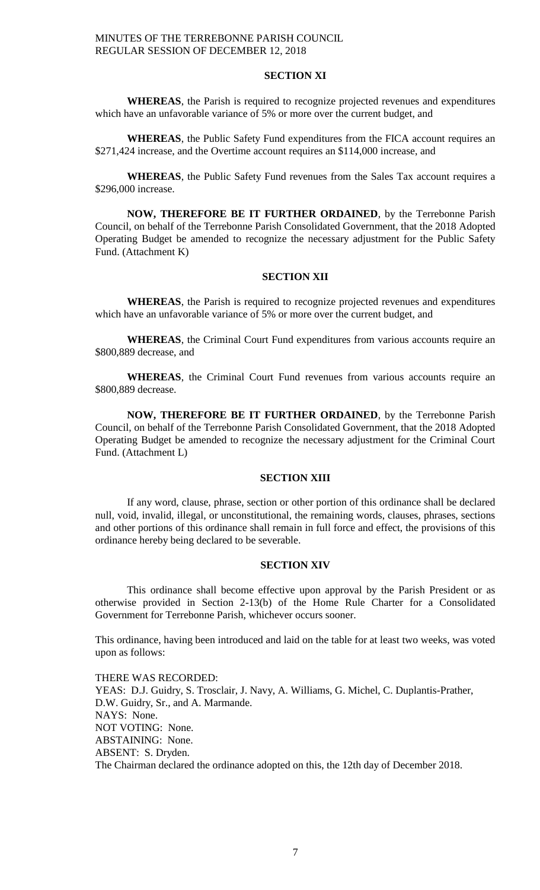### SECTION XI

**WHEREAS**, the Parish is required to recognize projected revenues and expenditures which have an unfavorable variance of 5% or more over the current budget, and

**WHEREAS**, the Public Safety Fund expenditures from the FICA account requires an $271,424 increase, and the Overtime account requires an $114,000 increase, and

**WHEREAS**, the Public Safety Fund revenues from the Sales Tax account requires a $296,000 increase.

**NOW, THEREFORE BE IT FURTHER ORDAINED**, by the Terrebonne Parish Council, on behalf of the Terrebonne Parish Consolidated Government, that the 2018 Adopted Operating Budget be amended to recognize the necessary adjustment for the Public Safety Fund. (Attachment K)

### SECTION XII

**WHEREAS**, the Parish is required to recognize projected revenues and expenditures which have an unfavorable variance of 5% or more over the current budget, and

**WHEREAS**, the Criminal Court Fund expenditures from various accounts require an $800,889 decrease, and

**WHEREAS**, the Criminal Court Fund revenues from various accounts require an $800,889 decrease.

**NOW, THEREFORE BE IT FURTHER ORDAINED**, by the Terrebonne Parish Council, on behalf of the Terrebonne Parish Consolidated Government, that the 2018 Adopted Operating Budget be amended to recognize the necessary adjustment for the Criminal Court Fund. (Attachment L)

### SECTION XIII

If any word, clause, phrase, section or other portion of this ordinance shall be declared null, void, invalid, illegal, or unconstitutional, the remaining words, clauses, phrases, sections and other portions of this ordinance shall remain in full force and effect, the provisions of this ordinance hereby being declared to be severable.

### SECTION XIV

This ordinance shall become effective upon approval by the Parish President or as otherwise provided in Section 2-13(b) of the Home Rule Charter for a Consolidated Government for Terrebonne Parish, whichever occurs sooner.

This ordinance, having been introduced and laid on the table for at least two weeks, was voted upon as follows:

THERE WAS RECORDED:
YEAS: D.J. Guidry, S. Trosclair, J. Navy, A. Williams, G. Michel, C. Duplantis-Prather, D.W. Guidry, Sr., and A. Marmande.
NAYS: None.
NOT VOTING: None.
ABSTAINING: None.
ABSENT: S. Dryden.
The Chairman declared the ordinance adopted on this, the 12th day of December 2018.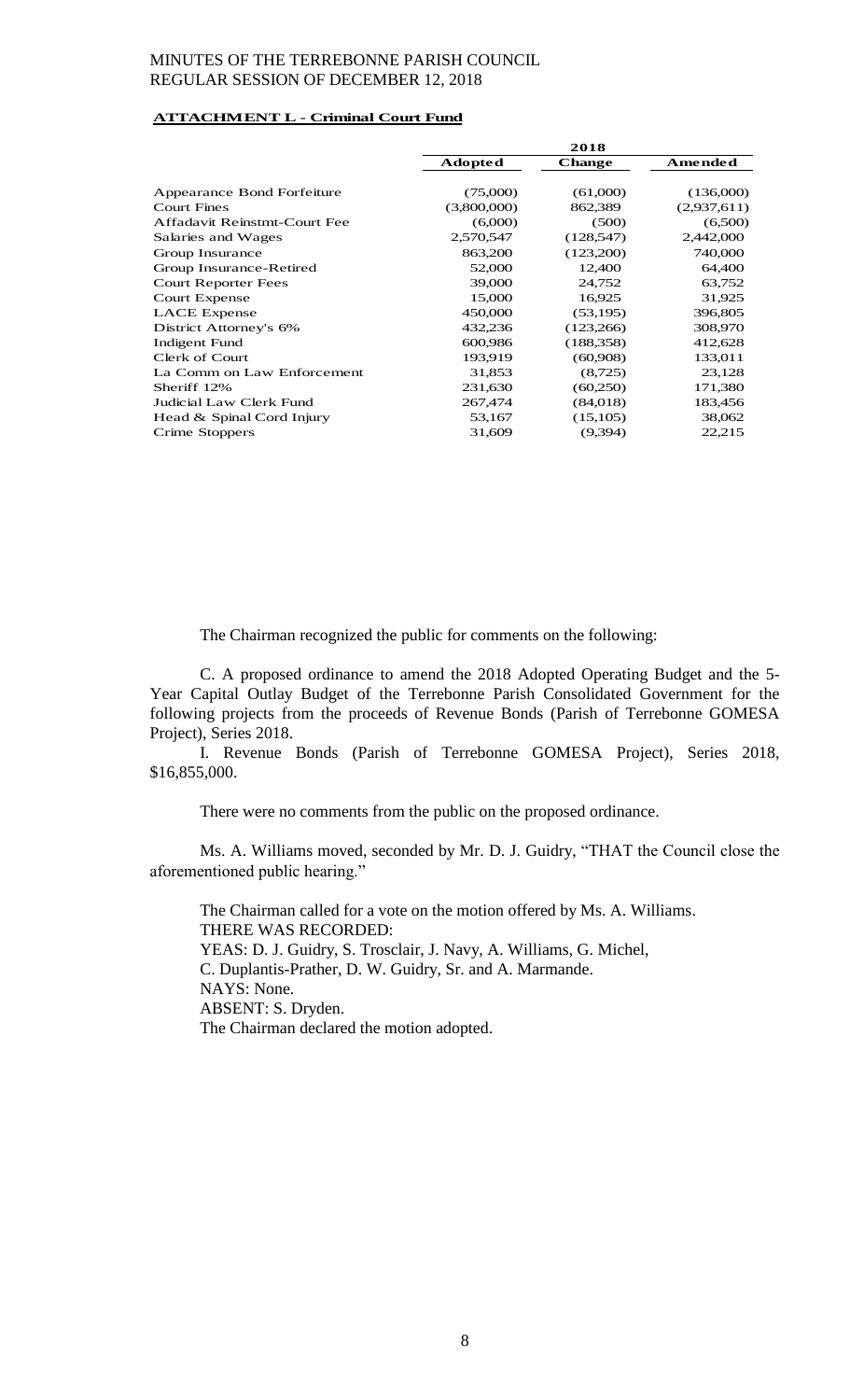**ATTACHMENT L - Criminal Court Fund**

| | 2018 | | |
|---|---|---|---|
| | **Adopted** | **Change** | **Amended** |
| Appearance Bond Forfeiture | (75,000) | (61,000) | (136,000) |
| Court Fines | (3,800,000) | 862,389 | (2,937,611) |
| Affadavit Reinstmt-Court Fee | (6,000) | (500) | (6,500) |
| Salaries and Wages | 2,570,547 | (128,547) | 2,442,000 |
| Group Insurance | 863,200 | (123,200) | 740,000 |
| Group Insurance-Retired | 52,000 | 12,400 | 64,400 |
| Court Reporter Fees | 39,000 | 24,752 | 63,752 |
| Court Expense | 15,000 | 16,925 | 31,925 |
| LACE Expense | 450,000 | (53,195) | 396,805 |
| District Attorney's 6% | 432,236 | (123,266) | 308,970 |
| Indigent Fund | 600,986 | (188,358) | 412,628 |
| Clerk of Court | 193,919 | (60,908) | 133,011 |
| La Comm on Law Enforcement | 31,853 | (8,725) | 23,128 |
| Sheriff 12% | 231,630 | (60,250) | 171,380 |
| Judicial Law Clerk Fund | 267,474 | (84,018) | 183,456 |
| Head & Spinal Cord Injury | 53,167 | (15,105) | 38,062 |
| Crime Stoppers | 31,609 | (9,394) | 22,215 |

The Chairman recognized the public for comments on the following:

C. A proposed ordinance to amend the 2018 Adopted Operating Budget and the 5-Year Capital Outlay Budget of the Terrebonne Parish Consolidated Government for the following projects from the proceeds of Revenue Bonds (Parish of Terrebonne GOMESA Project), Series 2018.

I. Revenue Bonds (Parish of Terrebonne GOMESA Project), Series 2018, $16,855,000.

There were no comments from the public on the proposed ordinance.

Ms. A. Williams moved, seconded by Mr. D. J. Guidry, "THAT the Council close the aforementioned public hearing."

The Chairman called for a vote on the motion offered by Ms. A. Williams.
THERE WAS RECORDED:
YEAS: D. J. Guidry, S. Trosclair, J. Navy, A. Williams, G. Michel, C. Duplantis-Prather, D. W. Guidry, Sr. and A. Marmande.
NAYS: None.
ABSENT: S. Dryden.
The Chairman declared the motion adopted.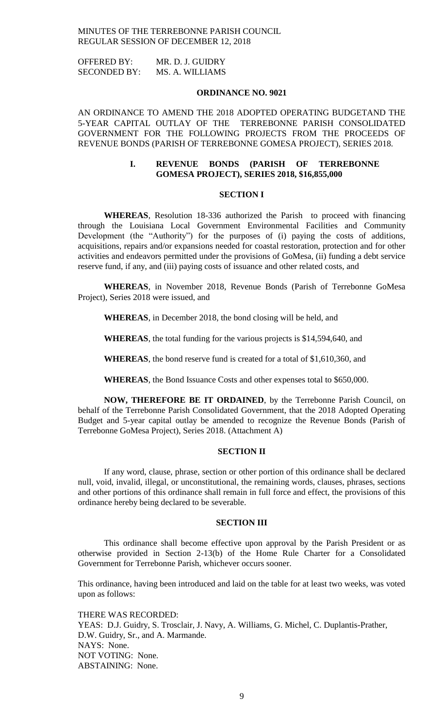MINUTES OF THE TERREBONNE PARISH COUNCIL
REGULAR SESSION OF DECEMBER 12, 2018

OFFERED BY: MR. D. J. GUIDRY
SECONDED BY: MS. A. WILLIAMS

**ORDINANCE NO. 9021**

AN ORDINANCE TO AMEND THE 2018 ADOPTED OPERATING BUDGETAND THE 5-YEAR CAPITAL OUTLAY OF THE TERREBONNE PARISH CONSOLIDATED GOVERNMENT FOR THE FOLLOWING PROJECTS FROM THE PROCEEDS OF REVENUE BONDS (PARISH OF TERREBONNE GOMESA PROJECT), SERIES 2018.

**I. REVENUE BONDS (PARISH OF TERREBONNE GOMESA PROJECT), SERIES 2018, $16,855,000**

**SECTION I**

**WHEREAS**, Resolution 18-336 authorized the Parish to proceed with financing through the Louisiana Local Government Environmental Facilities and Community Development (the "Authority") for the purposes of (i) paying the costs of additions, acquisitions, repairs and/or expansions needed for coastal restoration, protection and for other activities and endeavors permitted under the provisions of GoMesa, (ii) funding a debt service reserve fund, if any, and (iii) paying costs of issuance and other related costs, and

**WHEREAS**, in November 2018, Revenue Bonds (Parish of Terrebonne GoMesa Project), Series 2018 were issued, and

**WHEREAS**, in December 2018, the bond closing will be held, and

**WHEREAS**, the total funding for the various projects is $14,594,640, and

**WHEREAS**, the bond reserve fund is created for a total of $1,610,360, and

**WHEREAS**, the Bond Issuance Costs and other expenses total to $650,000.

**NOW, THEREFORE BE IT ORDAINED**, by the Terrebonne Parish Council, on behalf of the Terrebonne Parish Consolidated Government, that the 2018 Adopted Operating Budget and 5-year capital outlay be amended to recognize the Revenue Bonds (Parish of Terrebonne GoMesa Project), Series 2018. (Attachment A)

**SECTION II**

If any word, clause, phrase, section or other portion of this ordinance shall be declared null, void, invalid, illegal, or unconstitutional, the remaining words, clauses, phrases, sections and other portions of this ordinance shall remain in full force and effect, the provisions of this ordinance hereby being declared to be severable.

**SECTION III**

This ordinance shall become effective upon approval by the Parish President or as otherwise provided in Section 2-13(b) of the Home Rule Charter for a Consolidated Government for Terrebonne Parish, whichever occurs sooner.

This ordinance, having been introduced and laid on the table for at least two weeks, was voted upon as follows:

THERE WAS RECORDED:
YEAS: D.J. Guidry, S. Trosclair, J. Navy, A. Williams, G. Michel, C. Duplantis-Prather, D.W. Guidry, Sr., and A. Marmande.
NAYS: None.
NOT VOTING: None.
ABSTAINING: None.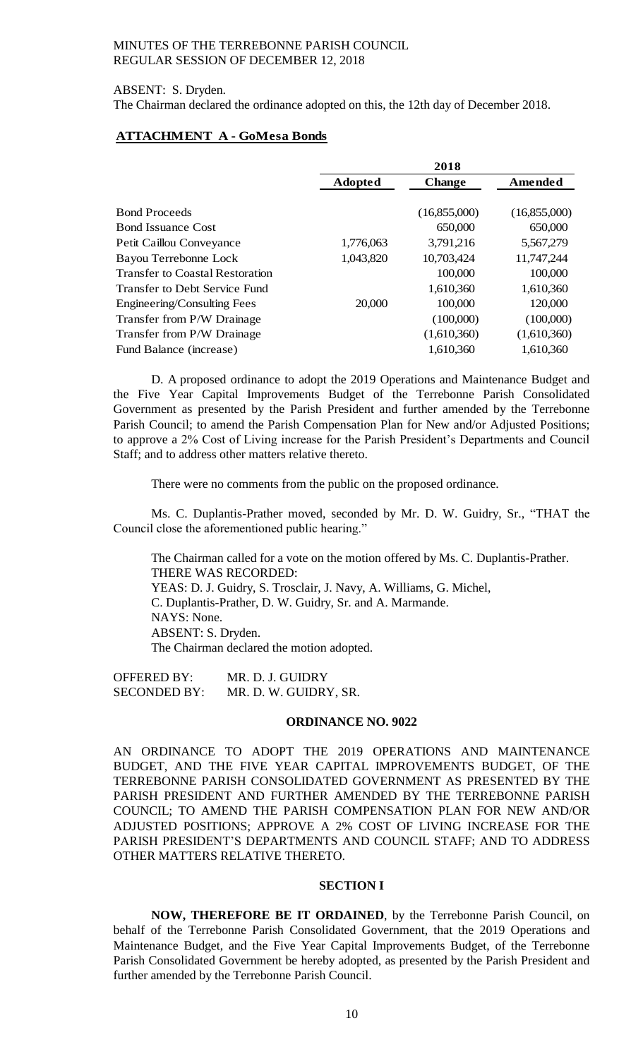ABSENT: S. Dryden.
The Chairman declared the ordinance adopted on this, the 12th day of December 2018.

**ATTACHMENT A - GoMesa Bonds**

| | 2018 | | |
|---|---|---|---|
| | **Adopted** | **Change** | **Amended** |
| Bond Proceeds | | (16,855,000) | (16,855,000) |
| Bond Issuance Cost | | 650,000 | 650,000 |
| Petit Caillou Conveyance | 1,776,063 | 3,791,216 | 5,567,279 |
| Bayou Terrebonne Lock | 1,043,820 | 10,703,424 | 11,747,244 |
| Transfer to Coastal Restoration | | 100,000 | 100,000 |
| Transfer to Debt Service Fund | | 1,610,360 | 1,610,360 |
| Engineering/Consulting Fees | 20,000 | 100,000 | 120,000 |
| Transfer from P/W Drainage | | (100,000) | (100,000) |
| Transfer from P/W Drainage | | (1,610,360) | (1,610,360) |
| Fund Balance (increase) | | 1,610,360 | 1,610,360 |

D. A proposed ordinance to adopt the 2019 Operations and Maintenance Budget and the Five Year Capital Improvements Budget of the Terrebonne Parish Consolidated Government as presented by the Parish President and further amended by the Terrebonne Parish Council; to amend the Parish Compensation Plan for New and/or Adjusted Positions; to approve a 2% Cost of Living increase for the Parish President's Departments and Council Staff; and to address other matters relative thereto.

There were no comments from the public on the proposed ordinance.

Ms. C. Duplantis-Prather moved, seconded by Mr. D. W. Guidry, Sr., "THAT the Council close the aforementioned public hearing."

The Chairman called for a vote on the motion offered by Ms. C. Duplantis-Prather.
THERE WAS RECORDED:
YEAS: D. J. Guidry, S. Trosclair, J. Navy, A. Williams, G. Michel, C. Duplantis-Prather, D. W. Guidry, Sr. and A. Marmande.
NAYS: None.
ABSENT: S. Dryden.
The Chairman declared the motion adopted.

OFFERED BY: MR. D. J. GUIDRY
SECONDED BY: MR. D. W. GUIDRY, SR.

**ORDINANCE NO. 9022**

AN ORDINANCE TO ADOPT THE 2019 OPERATIONS AND MAINTENANCE BUDGET, AND THE FIVE YEAR CAPITAL IMPROVEMENTS BUDGET, OF THE TERREBONNE PARISH CONSOLIDATED GOVERNMENT AS PRESENTED BY THE PARISH PRESIDENT AND FURTHER AMENDED BY THE TERREBONNE PARISH COUNCIL; TO AMEND THE PARISH COMPENSATION PLAN FOR NEW AND/OR ADJUSTED POSITIONS; APPROVE A 2% COST OF LIVING INCREASE FOR THE PARISH PRESIDENT'S DEPARTMENTS AND COUNCIL STAFF; AND TO ADDRESS OTHER MATTERS RELATIVE THERETO.

**SECTION I**

**NOW, THEREFORE BE IT ORDAINED**, by the Terrebonne Parish Council, on behalf of the Terrebonne Parish Consolidated Government, that the 2019 Operations and Maintenance Budget, and the Five Year Capital Improvements Budget, of the Terrebonne Parish Consolidated Government be hereby adopted, as presented by the Parish President and further amended by the Terrebonne Parish Council.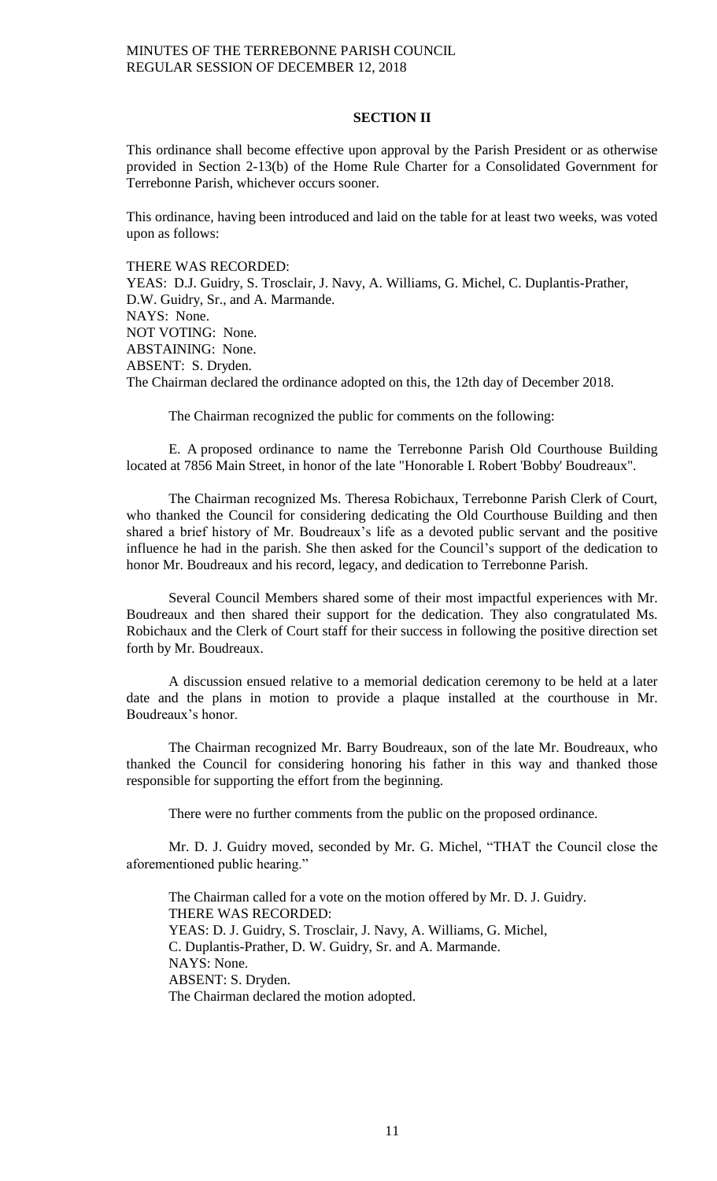## SECTION II

This ordinance shall become effective upon approval by the Parish President or as otherwise provided in Section 2-13(b) of the Home Rule Charter for a Consolidated Government for Terrebonne Parish, whichever occurs sooner.

This ordinance, having been introduced and laid on the table for at least two weeks, was voted upon as follows:

THERE WAS RECORDED:
YEAS: D.J. Guidry, S. Trosclair, J. Navy, A. Williams, G. Michel, C. Duplantis-Prather, D.W. Guidry, Sr., and A. Marmande.
NAYS: None.
NOT VOTING: None.
ABSTAINING: None.
ABSENT: S. Dryden.
The Chairman declared the ordinance adopted on this, the 12th day of December 2018.

The Chairman recognized the public for comments on the following:

E. A proposed ordinance to name the Terrebonne Parish Old Courthouse Building located at 7856 Main Street, in honor of the late "Honorable I. Robert 'Bobby' Boudreaux".

The Chairman recognized Ms. Theresa Robichaux, Terrebonne Parish Clerk of Court, who thanked the Council for considering dedicating the Old Courthouse Building and then shared a brief history of Mr. Boudreaux's life as a devoted public servant and the positive influence he had in the parish. She then asked for the Council's support of the dedication to honor Mr. Boudreaux and his record, legacy, and dedication to Terrebonne Parish.

Several Council Members shared some of their most impactful experiences with Mr. Boudreaux and then shared their support for the dedication. They also congratulated Ms. Robichaux and the Clerk of Court staff for their success in following the positive direction set forth by Mr. Boudreaux.

A discussion ensued relative to a memorial dedication ceremony to be held at a later date and the plans in motion to provide a plaque installed at the courthouse in Mr. Boudreaux's honor.

The Chairman recognized Mr. Barry Boudreaux, son of the late Mr. Boudreaux, who thanked the Council for considering honoring his father in this way and thanked those responsible for supporting the effort from the beginning.

There were no further comments from the public on the proposed ordinance.

Mr. D. J. Guidry moved, seconded by Mr. G. Michel, "THAT the Council close the aforementioned public hearing."

The Chairman called for a vote on the motion offered by Mr. D. J. Guidry.
THERE WAS RECORDED:
YEAS: D. J. Guidry, S. Trosclair, J. Navy, A. Williams, G. Michel, C. Duplantis-Prather, D. W. Guidry, Sr. and A. Marmande.
NAYS: None.
ABSENT: S. Dryden.
The Chairman declared the motion adopted.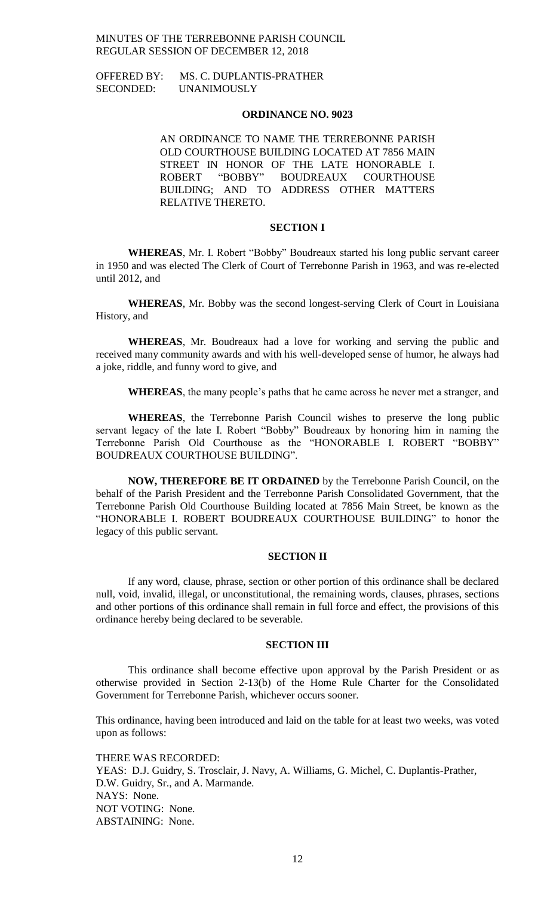OFFERED BY: MS. C. DUPLANTIS-PRATHER
SECONDED: UNANIMOUSLY

## ORDINANCE NO. 9023

AN ORDINANCE TO NAME THE TERREBONNE PARISH OLD COURTHOUSE BUILDING LOCATED AT 7856 MAIN STREET IN HONOR OF THE LATE HONORABLE I. ROBERT "BOBBY" BOUDREAUX COURTHOUSE BUILDING; AND TO ADDRESS OTHER MATTERS RELATIVE THERETO.

### SECTION I

**WHEREAS**, Mr. I. Robert "Bobby" Boudreaux started his long public servant career in 1950 and was elected The Clerk of Court of Terrebonne Parish in 1963, and was re-elected until 2012, and

**WHEREAS**, Mr. Bobby was the second longest-serving Clerk of Court in Louisiana History, and

**WHEREAS**, Mr. Boudreaux had a love for working and serving the public and received many community awards and with his well-developed sense of humor, he always had a joke, riddle, and funny word to give, and

**WHEREAS**, the many people's paths that he came across he never met a stranger, and

**WHEREAS**, the Terrebonne Parish Council wishes to preserve the long public servant legacy of the late I. Robert "Bobby" Boudreaux by honoring him in naming the Terrebonne Parish Old Courthouse as the "HONORABLE I. ROBERT "BOBBY" BOUDREAUX COURTHOUSE BUILDING".

**NOW, THEREFORE BE IT ORDAINED** by the Terrebonne Parish Council, on the behalf of the Parish President and the Terrebonne Parish Consolidated Government, that the Terrebonne Parish Old Courthouse Building located at 7856 Main Street, be known as the "HONORABLE I. ROBERT BOUDREAUX COURTHOUSE BUILDING" to honor the legacy of this public servant.

### SECTION II

If any word, clause, phrase, section or other portion of this ordinance shall be declared null, void, invalid, illegal, or unconstitutional, the remaining words, clauses, phrases, sections and other portions of this ordinance shall remain in full force and effect, the provisions of this ordinance hereby being declared to be severable.

### SECTION III

This ordinance shall become effective upon approval by the Parish President or as otherwise provided in Section 2-13(b) of the Home Rule Charter for the Consolidated Government for Terrebonne Parish, whichever occurs sooner.

This ordinance, having been introduced and laid on the table for at least two weeks, was voted upon as follows:

THERE WAS RECORDED:
YEAS: D.J. Guidry, S. Trosclair, J. Navy, A. Williams, G. Michel, C. Duplantis-Prather, D.W. Guidry, Sr., and A. Marmande.
NAYS: None.
NOT VOTING: None.
ABSTAINING: None.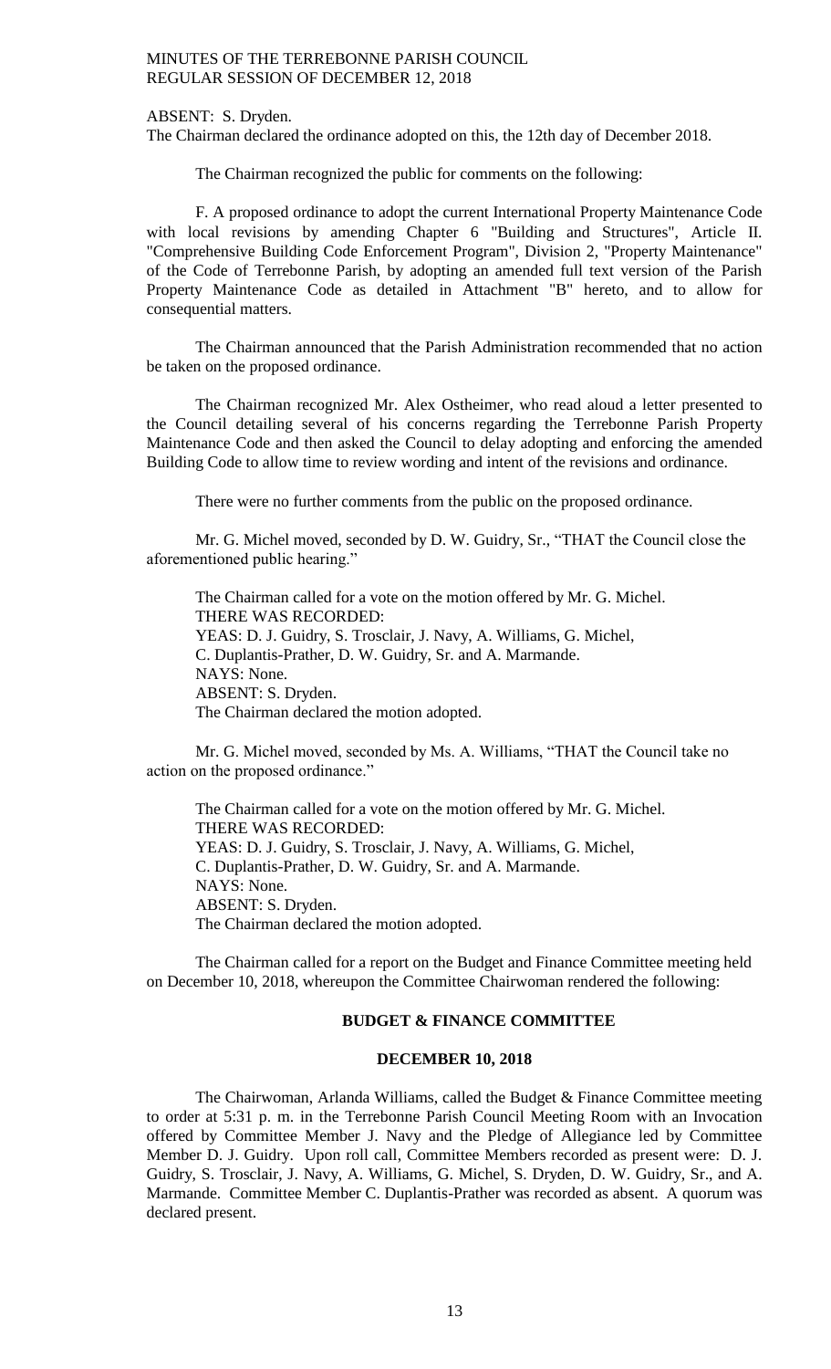ABSENT: S. Dryden.
The Chairman declared the ordinance adopted on this, the 12th day of December 2018.

The Chairman recognized the public for comments on the following:

F. A proposed ordinance to adopt the current International Property Maintenance Code with local revisions by amending Chapter 6 "Building and Structures", Article II. "Comprehensive Building Code Enforcement Program", Division 2, "Property Maintenance" of the Code of Terrebonne Parish, by adopting an amended full text version of the Parish Property Maintenance Code as detailed in Attachment "B" hereto, and to allow for consequential matters.

The Chairman announced that the Parish Administration recommended that no action be taken on the proposed ordinance.

The Chairman recognized Mr. Alex Ostheimer, who read aloud a letter presented to the Council detailing several of his concerns regarding the Terrebonne Parish Property Maintenance Code and then asked the Council to delay adopting and enforcing the amended Building Code to allow time to review wording and intent of the revisions and ordinance.

There were no further comments from the public on the proposed ordinance.

Mr. G. Michel moved, seconded by D. W. Guidry, Sr., "THAT the Council close the aforementioned public hearing."

The Chairman called for a vote on the motion offered by Mr. G. Michel.
THERE WAS RECORDED:
YEAS: D. J. Guidry, S. Trosclair, J. Navy, A. Williams, G. Michel, C. Duplantis-Prather, D. W. Guidry, Sr. and A. Marmande.
NAYS: None.
ABSENT: S. Dryden.
The Chairman declared the motion adopted.

Mr. G. Michel moved, seconded by Ms. A. Williams, "THAT the Council take no action on the proposed ordinance."

The Chairman called for a vote on the motion offered by Mr. G. Michel.
THERE WAS RECORDED:
YEAS: D. J. Guidry, S. Trosclair, J. Navy, A. Williams, G. Michel, C. Duplantis-Prather, D. W. Guidry, Sr. and A. Marmande.
NAYS: None.
ABSENT: S. Dryden.
The Chairman declared the motion adopted.

The Chairman called for a report on the Budget and Finance Committee meeting held on December 10, 2018, whereupon the Committee Chairwoman rendered the following:

## BUDGET & FINANCE COMMITTEE

## DECEMBER 10, 2018

The Chairwoman, Arlanda Williams, called the Budget & Finance Committee meeting to order at 5:31 p. m. in the Terrebonne Parish Council Meeting Room with an Invocation offered by Committee Member J. Navy and the Pledge of Allegiance led by Committee Member D. J. Guidry. Upon roll call, Committee Members recorded as present were: D. J. Guidry, S. Trosclair, J. Navy, A. Williams, G. Michel, S. Dryden, D. W. Guidry, Sr., and A. Marmande. Committee Member C. Duplantis-Prather was recorded as absent. A quorum was declared present.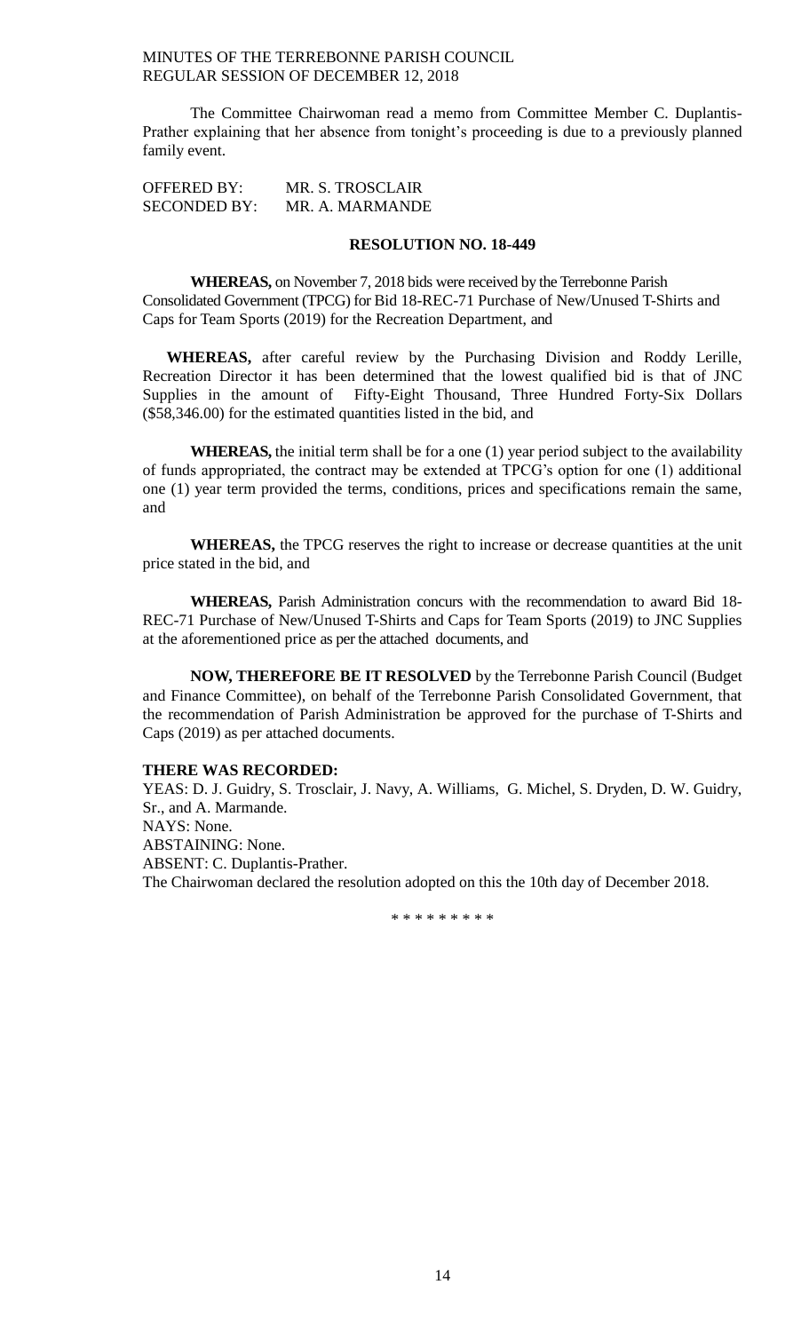The Committee Chairwoman read a memo from Committee Member C. Duplantis-Prather explaining that her absence from tonight's proceeding is due to a previously planned family event.

OFFERED BY: MR. S. TROSCLAIR
SECONDED BY: MR. A. MARMANDE

**RESOLUTION NO. 18-449**

**WHEREAS,** on November 7, 2018 bids were received by the Terrebonne Parish Consolidated Government (TPCG) for Bid 18-REC-71 Purchase of New/Unused T-Shirts and Caps for Team Sports (2019) for the Recreation Department, and

**WHEREAS,** after careful review by the Purchasing Division and Roddy Lerille, Recreation Director it has been determined that the lowest qualified bid is that of JNC Supplies in the amount of Fifty-Eight Thousand, Three Hundred Forty-Six Dollars ($58,346.00) for the estimated quantities listed in the bid, and

**WHEREAS,** the initial term shall be for a one (1) year period subject to the availability of funds appropriated, the contract may be extended at TPCG's option for one (1) additional one (1) year term provided the terms, conditions, prices and specifications remain the same, and

**WHEREAS,** the TPCG reserves the right to increase or decrease quantities at the unit price stated in the bid, and

**WHEREAS,** Parish Administration concurs with the recommendation to award Bid 18-REC-71 Purchase of New/Unused T-Shirts and Caps for Team Sports (2019) to JNC Supplies at the aforementioned price as per the attached documents, and

**NOW, THEREFORE BE IT RESOLVED** by the Terrebonne Parish Council (Budget and Finance Committee), on behalf of the Terrebonne Parish Consolidated Government, that the recommendation of Parish Administration be approved for the purchase of T-Shirts and Caps (2019) as per attached documents.

**THERE WAS RECORDED:**
YEAS: D. J. Guidry, S. Trosclair, J. Navy, A. Williams, G. Michel, S. Dryden, D. W. Guidry, Sr., and A. Marmande.
NAYS: None.
ABSTAINING: None.
ABSENT: C. Duplantis-Prather.
The Chairwoman declared the resolution adopted on this the 10th day of December 2018.

\* \* \* \* \* \* \* \* \*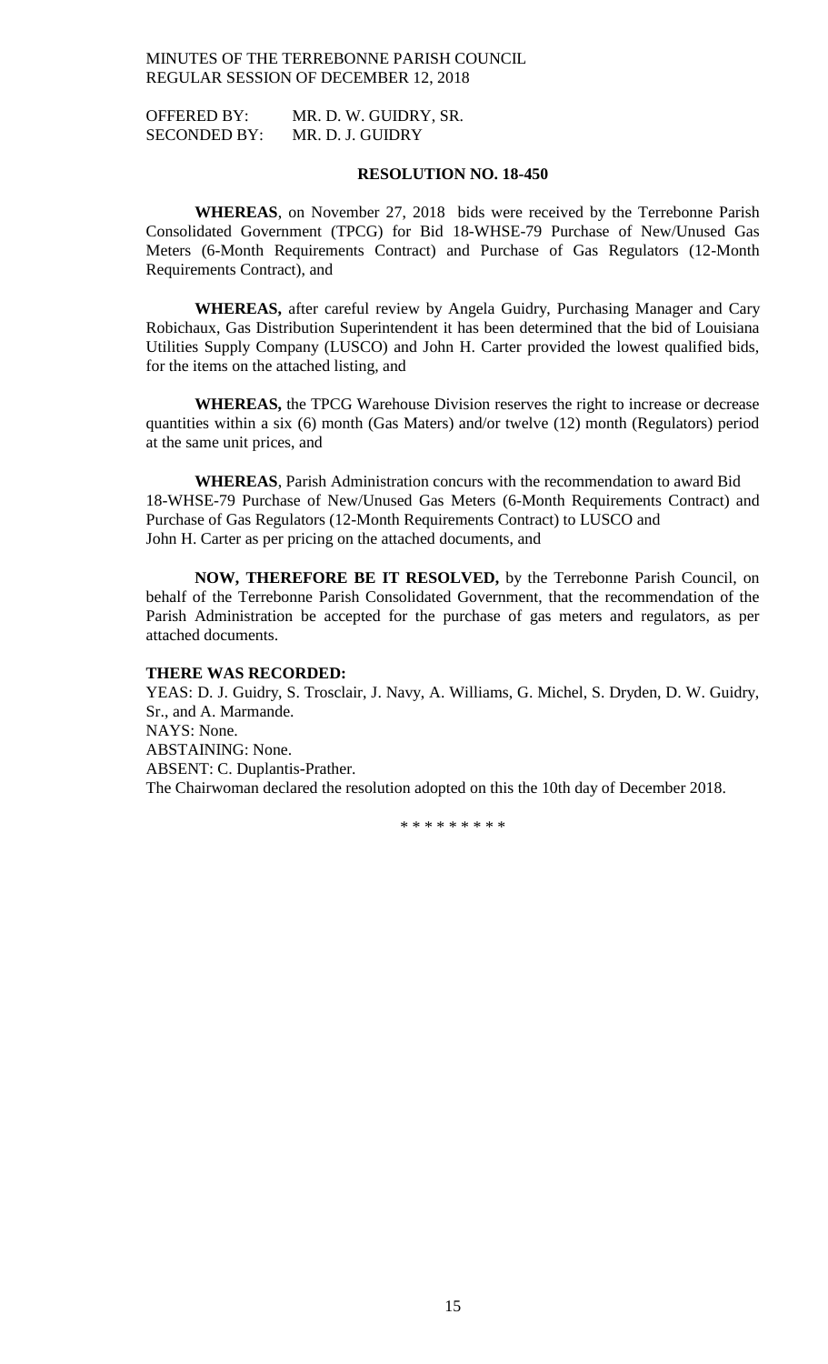OFFERED BY: MR. D. W. GUIDRY, SR.
SECONDED BY: MR. D. J. GUIDRY

**RESOLUTION NO. 18-450**

**WHEREAS**, on November 27, 2018 bids were received by the Terrebonne Parish Consolidated Government (TPCG) for Bid 18-WHSE-79 Purchase of New/Unused Gas Meters (6-Month Requirements Contract) and Purchase of Gas Regulators (12-Month Requirements Contract), and

**WHEREAS,** after careful review by Angela Guidry, Purchasing Manager and Cary Robichaux, Gas Distribution Superintendent it has been determined that the bid of Louisiana Utilities Supply Company (LUSCO) and John H. Carter provided the lowest qualified bids, for the items on the attached listing, and

**WHEREAS,** the TPCG Warehouse Division reserves the right to increase or decrease quantities within a six (6) month (Gas Maters) and/or twelve (12) month (Regulators) period at the same unit prices, and

**WHEREAS**, Parish Administration concurs with the recommendation to award Bid 18-WHSE-79 Purchase of New/Unused Gas Meters (6-Month Requirements Contract) and Purchase of Gas Regulators (12-Month Requirements Contract) to LUSCO and John H. Carter as per pricing on the attached documents, and

**NOW, THEREFORE BE IT RESOLVED,** by the Terrebonne Parish Council, on behalf of the Terrebonne Parish Consolidated Government, that the recommendation of the Parish Administration be accepted for the purchase of gas meters and regulators, as per attached documents.

**THERE WAS RECORDED:**
YEAS: D. J. Guidry, S. Trosclair, J. Navy, A. Williams, G. Michel, S. Dryden, D. W. Guidry, Sr., and A. Marmande.
NAYS: None.
ABSTAINING: None.
ABSENT: C. Duplantis-Prather.
The Chairwoman declared the resolution adopted on this the 10th day of December 2018.

\* \* \* \* \* \* \* \* \*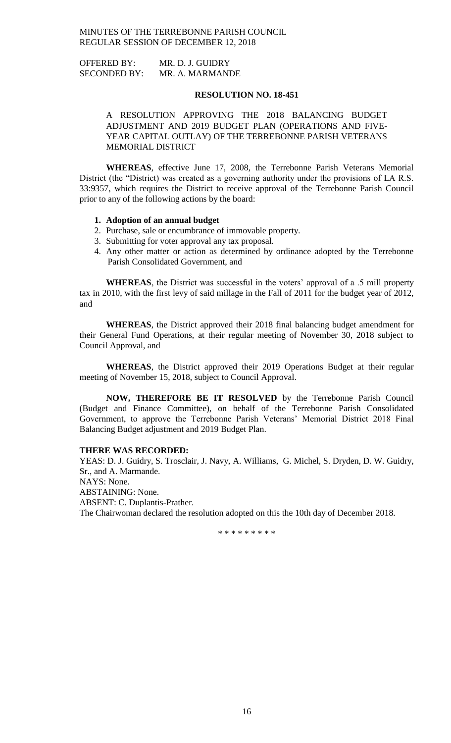OFFERED BY: MR. D. J. GUIDRY
SECONDED BY: MR. A. MARMANDE

**RESOLUTION NO. 18-451**

A RESOLUTION APPROVING THE 2018 BALANCING BUDGET ADJUSTMENT AND 2019 BUDGET PLAN (OPERATIONS AND FIVE-YEAR CAPITAL OUTLAY) OF THE TERREBONNE PARISH VETERANS MEMORIAL DISTRICT

**WHEREAS**, effective June 17, 2008, the Terrebonne Parish Veterans Memorial District (the "District) was created as a governing authority under the provisions of LA R.S. 33:9357, which requires the District to receive approval of the Terrebonne Parish Council prior to any of the following actions by the board:

1. **Adoption of an annual budget**
2. Purchase, sale or encumbrance of immovable property.
3. Submitting for voter approval any tax proposal.
4. Any other matter or action as determined by ordinance adopted by the Terrebonne Parish Consolidated Government, and

**WHEREAS**, the District was successful in the voters' approval of a .5 mill property tax in 2010, with the first levy of said millage in the Fall of 2011 for the budget year of 2012, and

**WHEREAS**, the District approved their 2018 final balancing budget amendment for their General Fund Operations, at their regular meeting of November 30, 2018 subject to Council Approval, and

**WHEREAS**, the District approved their 2019 Operations Budget at their regular meeting of November 15, 2018, subject to Council Approval.

**NOW, THEREFORE BE IT RESOLVED** by the Terrebonne Parish Council (Budget and Finance Committee), on behalf of the Terrebonne Parish Consolidated Government, to approve the Terrebonne Parish Veterans' Memorial District 2018 Final Balancing Budget adjustment and 2019 Budget Plan.

**THERE WAS RECORDED:**

YEAS: D. J. Guidry, S. Trosclair, J. Navy, A. Williams, G. Michel, S. Dryden, D. W. Guidry, Sr., and A. Marmande.
NAYS: None.
ABSTAINING: None.
ABSENT: C. Duplantis-Prather.
The Chairwoman declared the resolution adopted on this the 10th day of December 2018.

\* \* \* \* \* \* \* \* \*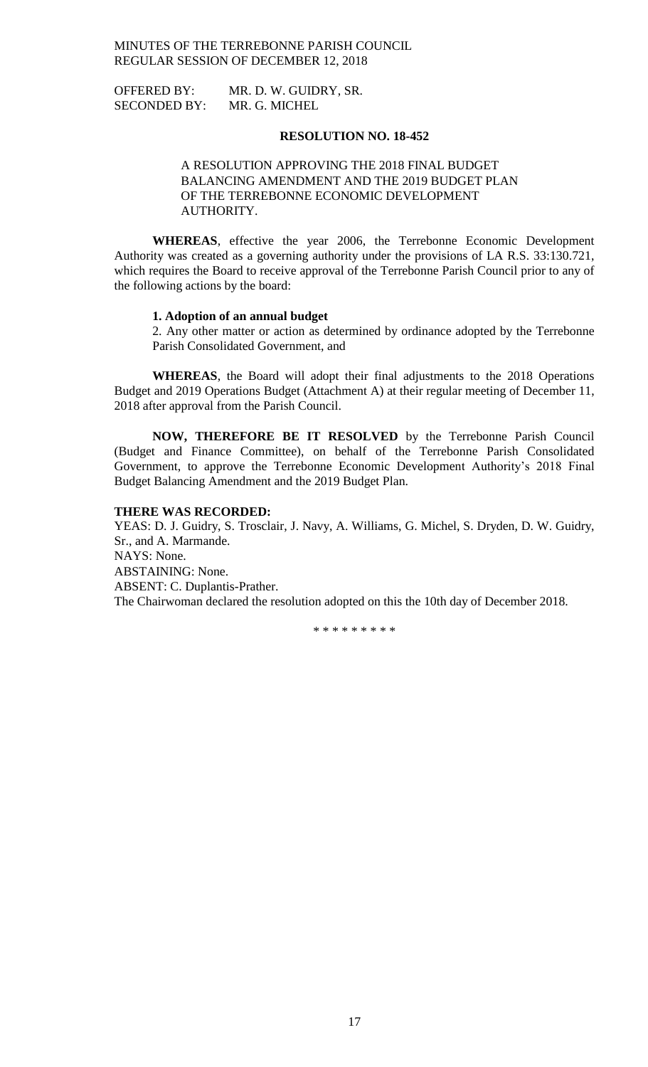OFFERED BY: MR. D. W. GUIDRY, SR.
SECONDED BY: MR. G. MICHEL

**RESOLUTION NO. 18-452**

A RESOLUTION APPROVING THE 2018 FINAL BUDGET BALANCING AMENDMENT AND THE 2019 BUDGET PLAN OF THE TERREBONNE ECONOMIC DEVELOPMENT AUTHORITY.

**WHEREAS**, effective the year 2006, the Terrebonne Economic Development Authority was created as a governing authority under the provisions of LA R.S. 33:130.721, which requires the Board to receive approval of the Terrebonne Parish Council prior to any of the following actions by the board:

**1. Adoption of an annual budget**

2. Any other matter or action as determined by ordinance adopted by the Terrebonne Parish Consolidated Government, and

**WHEREAS**, the Board will adopt their final adjustments to the 2018 Operations Budget and 2019 Operations Budget (Attachment A) at their regular meeting of December 11, 2018 after approval from the Parish Council.

**NOW, THEREFORE BE IT RESOLVED** by the Terrebonne Parish Council (Budget and Finance Committee), on behalf of the Terrebonne Parish Consolidated Government, to approve the Terrebonne Economic Development Authority's 2018 Final Budget Balancing Amendment and the 2019 Budget Plan.

**THERE WAS RECORDED:**

YEAS: D. J. Guidry, S. Trosclair, J. Navy, A. Williams, G. Michel, S. Dryden, D. W. Guidry, Sr., and A. Marmande.

NAYS: None.

ABSTAINING: None.

ABSENT: C. Duplantis-Prather.

The Chairwoman declared the resolution adopted on this the 10th day of December 2018.

\* \* \* \* \* \* \* \* \*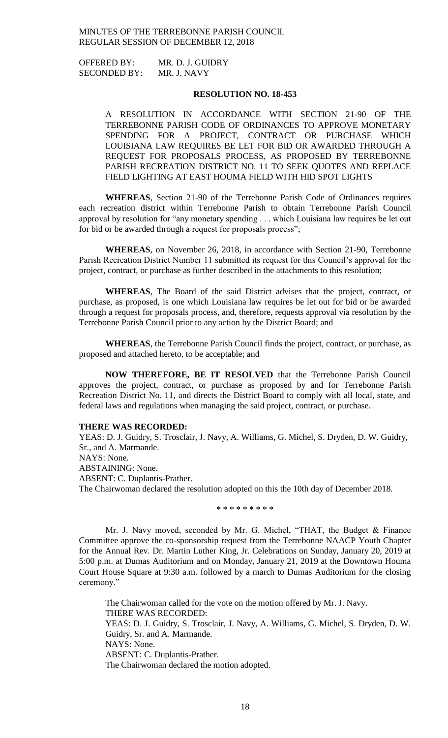OFFERED BY: MR. D. J. GUIDRY
SECONDED BY: MR. J. NAVY

**RESOLUTION NO. 18-453**

A RESOLUTION IN ACCORDANCE WITH SECTION 21-90 OF THE TERREBONNE PARISH CODE OF ORDINANCES TO APPROVE MONETARY SPENDING FOR A PROJECT, CONTRACT OR PURCHASE WHICH LOUISIANA LAW REQUIRES BE LET FOR BID OR AWARDED THROUGH A REQUEST FOR PROPOSALS PROCESS, AS PROPOSED BY TERREBONNE PARISH RECREATION DISTRICT NO. 11 TO SEEK QUOTES AND REPLACE FIELD LIGHTING AT EAST HOUMA FIELD WITH HID SPOT LIGHTS

**WHEREAS**, Section 21-90 of the Terrebonne Parish Code of Ordinances requires each recreation district within Terrebonne Parish to obtain Terrebonne Parish Council approval by resolution for "any monetary spending . . . which Louisiana law requires be let out for bid or be awarded through a request for proposals process";

**WHEREAS**, on November 26, 2018, in accordance with Section 21-90, Terrebonne Parish Recreation District Number 11 submitted its request for this Council's approval for the project, contract, or purchase as further described in the attachments to this resolution;

**WHEREAS**, The Board of the said District advises that the project, contract, or purchase, as proposed, is one which Louisiana law requires be let out for bid or be awarded through a request for proposals process, and, therefore, requests approval via resolution by the Terrebonne Parish Council prior to any action by the District Board; and

**WHEREAS**, the Terrebonne Parish Council finds the project, contract, or purchase, as proposed and attached hereto, to be acceptable; and

**NOW THEREFORE, BE IT RESOLVED** that the Terrebonne Parish Council approves the project, contract, or purchase as proposed by and for Terrebonne Parish Recreation District No. 11, and directs the District Board to comply with all local, state, and federal laws and regulations when managing the said project, contract, or purchase.

**THERE WAS RECORDED:**
YEAS: D. J. Guidry, S. Trosclair, J. Navy, A. Williams, G. Michel, S. Dryden, D. W. Guidry, Sr., and A. Marmande.
NAYS: None.
ABSTAINING: None.
ABSENT: C. Duplantis-Prather.
The Chairwoman declared the resolution adopted on this the 10th day of December 2018.

\* \* \* \* \* \* \* \* \*

Mr. J. Navy moved, seconded by Mr. G. Michel, "THAT, the Budget & Finance Committee approve the co-sponsorship request from the Terrebonne NAACP Youth Chapter for the Annual Rev. Dr. Martin Luther King, Jr. Celebrations on Sunday, January 20, 2019 at 5:00 p.m. at Dumas Auditorium and on Monday, January 21, 2019 at the Downtown Houma Court House Square at 9:30 a.m. followed by a march to Dumas Auditorium for the closing ceremony."

The Chairwoman called for the vote on the motion offered by Mr. J. Navy.
THERE WAS RECORDED:
YEAS: D. J. Guidry, S. Trosclair, J. Navy, A. Williams, G. Michel, S. Dryden, D. W. Guidry, Sr. and A. Marmande.
NAYS: None.
ABSENT: C. Duplantis-Prather.
The Chairwoman declared the motion adopted.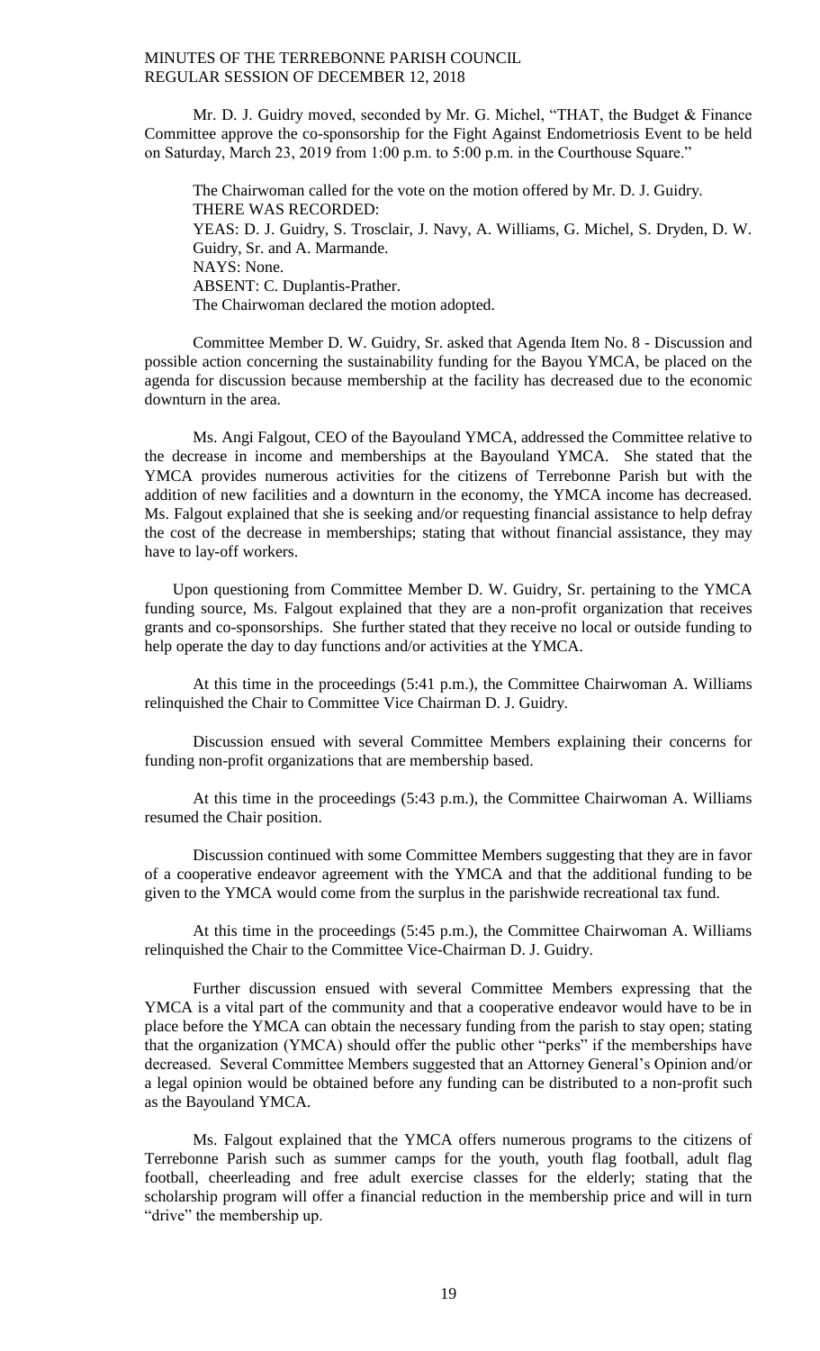Mr. D. J. Guidry moved, seconded by Mr. G. Michel, "THAT, the Budget & Finance Committee approve the co-sponsorship for the Fight Against Endometriosis Event to be held on Saturday, March 23, 2019 from 1:00 p.m. to 5:00 p.m. in the Courthouse Square."

The Chairwoman called for the vote on the motion offered by Mr. D. J. Guidry.
THERE WAS RECORDED:
YEAS: D. J. Guidry, S. Trosclair, J. Navy, A. Williams, G. Michel, S. Dryden, D. W. Guidry, Sr. and A. Marmande.
NAYS: None.
ABSENT: C. Duplantis-Prather.
The Chairwoman declared the motion adopted.

Committee Member D. W. Guidry, Sr. asked that Agenda Item No. 8 - Discussion and possible action concerning the sustainability funding for the Bayou YMCA, be placed on the agenda for discussion because membership at the facility has decreased due to the economic downturn in the area.

Ms. Angi Falgout, CEO of the Bayouland YMCA, addressed the Committee relative to the decrease in income and memberships at the Bayouland YMCA. She stated that the YMCA provides numerous activities for the citizens of Terrebonne Parish but with the addition of new facilities and a downturn in the economy, the YMCA income has decreased. Ms. Falgout explained that she is seeking and/or requesting financial assistance to help defray the cost of the decrease in memberships; stating that without financial assistance, they may have to lay-off workers.

Upon questioning from Committee Member D. W. Guidry, Sr. pertaining to the YMCA funding source, Ms. Falgout explained that they are a non-profit organization that receives grants and co-sponsorships. She further stated that they receive no local or outside funding to help operate the day to day functions and/or activities at the YMCA.

At this time in the proceedings (5:41 p.m.), the Committee Chairwoman A. Williams relinquished the Chair to Committee Vice Chairman D. J. Guidry.

Discussion ensued with several Committee Members explaining their concerns for funding non-profit organizations that are membership based.

At this time in the proceedings (5:43 p.m.), the Committee Chairwoman A. Williams resumed the Chair position.

Discussion continued with some Committee Members suggesting that they are in favor of a cooperative endeavor agreement with the YMCA and that the additional funding to be given to the YMCA would come from the surplus in the parishwide recreational tax fund.

At this time in the proceedings (5:45 p.m.), the Committee Chairwoman A. Williams relinquished the Chair to the Committee Vice-Chairman D. J. Guidry.

Further discussion ensued with several Committee Members expressing that the YMCA is a vital part of the community and that a cooperative endeavor would have to be in place before the YMCA can obtain the necessary funding from the parish to stay open; stating that the organization (YMCA) should offer the public other "perks" if the memberships have decreased. Several Committee Members suggested that an Attorney General's Opinion and/or a legal opinion would be obtained before any funding can be distributed to a non-profit such as the Bayouland YMCA.

Ms. Falgout explained that the YMCA offers numerous programs to the citizens of Terrebonne Parish such as summer camps for the youth, youth flag football, adult flag football, cheerleading and free adult exercise classes for the elderly; stating that the scholarship program will offer a financial reduction in the membership price and will in turn "drive" the membership up.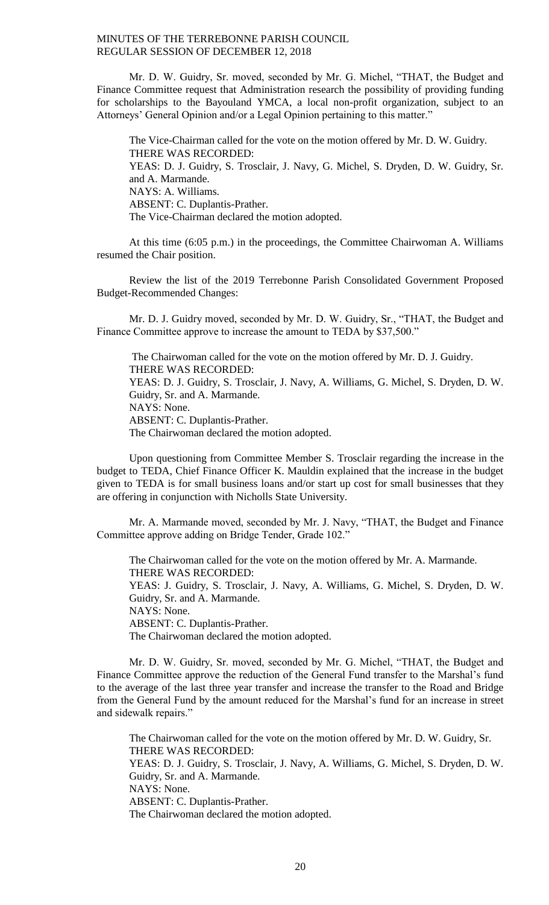Mr. D. W. Guidry, Sr. moved, seconded by Mr. G. Michel, "THAT, the Budget and Finance Committee request that Administration research the possibility of providing funding for scholarships to the Bayouland YMCA, a local non-profit organization, subject to an Attorneys' General Opinion and/or a Legal Opinion pertaining to this matter."

The Vice-Chairman called for the vote on the motion offered by Mr. D. W. Guidry.
THERE WAS RECORDED:
YEAS: D. J. Guidry, S. Trosclair, J. Navy, G. Michel, S. Dryden, D. W. Guidry, Sr. and A. Marmande.
NAYS: A. Williams.
ABSENT: C. Duplantis-Prather.
The Vice-Chairman declared the motion adopted.

At this time (6:05 p.m.) in the proceedings, the Committee Chairwoman A. Williams resumed the Chair position.

Review the list of the 2019 Terrebonne Parish Consolidated Government Proposed Budget-Recommended Changes:

Mr. D. J. Guidry moved, seconded by Mr. D. W. Guidry, Sr., "THAT, the Budget and Finance Committee approve to increase the amount to TEDA by $37,500."

The Chairwoman called for the vote on the motion offered by Mr. D. J. Guidry.
THERE WAS RECORDED:
YEAS: D. J. Guidry, S. Trosclair, J. Navy, A. Williams, G. Michel, S. Dryden, D. W. Guidry, Sr. and A. Marmande.
NAYS: None.
ABSENT: C. Duplantis-Prather.
The Chairwoman declared the motion adopted.

Upon questioning from Committee Member S. Trosclair regarding the increase in the budget to TEDA, Chief Finance Officer K. Mauldin explained that the increase in the budget given to TEDA is for small business loans and/or start up cost for small businesses that they are offering in conjunction with Nicholls State University.

Mr. A. Marmande moved, seconded by Mr. J. Navy, "THAT, the Budget and Finance Committee approve adding on Bridge Tender, Grade 102."

The Chairwoman called for the vote on the motion offered by Mr. A. Marmande.
THERE WAS RECORDED:
YEAS: J. Guidry, S. Trosclair, J. Navy, A. Williams, G. Michel, S. Dryden, D. W. Guidry, Sr. and A. Marmande.
NAYS: None.
ABSENT: C. Duplantis-Prather.
The Chairwoman declared the motion adopted.

Mr. D. W. Guidry, Sr. moved, seconded by Mr. G. Michel, "THAT, the Budget and Finance Committee approve the reduction of the General Fund transfer to the Marshal's fund to the average of the last three year transfer and increase the transfer to the Road and Bridge from the General Fund by the amount reduced for the Marshal's fund for an increase in street and sidewalk repairs."

The Chairwoman called for the vote on the motion offered by Mr. D. W. Guidry, Sr.
THERE WAS RECORDED:
YEAS: D. J. Guidry, S. Trosclair, J. Navy, A. Williams, G. Michel, S. Dryden, D. W. Guidry, Sr. and A. Marmande.
NAYS: None.
ABSENT: C. Duplantis-Prather.
The Chairwoman declared the motion adopted.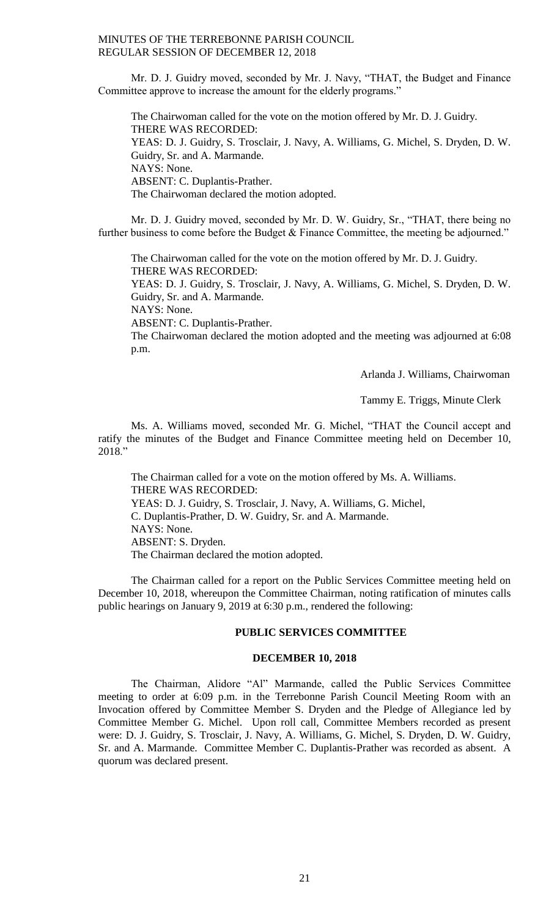Mr. D. J. Guidry moved, seconded by Mr. J. Navy, "THAT, the Budget and Finance Committee approve to increase the amount for the elderly programs."

The Chairwoman called for the vote on the motion offered by Mr. D. J. Guidry.
THERE WAS RECORDED:
YEAS: D. J. Guidry, S. Trosclair, J. Navy, A. Williams, G. Michel, S. Dryden, D. W. Guidry, Sr. and A. Marmande.
NAYS: None.
ABSENT: C. Duplantis-Prather.
The Chairwoman declared the motion adopted.

Mr. D. J. Guidry moved, seconded by Mr. D. W. Guidry, Sr., "THAT, there being no further business to come before the Budget & Finance Committee, the meeting be adjourned."

The Chairwoman called for the vote on the motion offered by Mr. D. J. Guidry.
THERE WAS RECORDED:
YEAS: D. J. Guidry, S. Trosclair, J. Navy, A. Williams, G. Michel, S. Dryden, D. W. Guidry, Sr. and A. Marmande.
NAYS: None.
ABSENT: C. Duplantis-Prather.
The Chairwoman declared the motion adopted and the meeting was adjourned at 6:08 p.m.

Arlanda J. Williams, Chairwoman

Tammy E. Triggs, Minute Clerk

Ms. A. Williams moved, seconded Mr. G. Michel, "THAT the Council accept and ratify the minutes of the Budget and Finance Committee meeting held on December 10, 2018."

The Chairman called for a vote on the motion offered by Ms. A. Williams.
THERE WAS RECORDED:
YEAS: D. J. Guidry, S. Trosclair, J. Navy, A. Williams, G. Michel, C. Duplantis-Prather, D. W. Guidry, Sr. and A. Marmande.
NAYS: None.
ABSENT: S. Dryden.
The Chairman declared the motion adopted.

The Chairman called for a report on the Public Services Committee meeting held on December 10, 2018, whereupon the Committee Chairman, noting ratification of minutes calls public hearings on January 9, 2019 at 6:30 p.m., rendered the following:

## PUBLIC SERVICES COMMITTEE

### DECEMBER 10, 2018

The Chairman, Alidore "Al" Marmande, called the Public Services Committee meeting to order at 6:09 p.m. in the Terrebonne Parish Council Meeting Room with an Invocation offered by Committee Member S. Dryden and the Pledge of Allegiance led by Committee Member G. Michel. Upon roll call, Committee Members recorded as present were: D. J. Guidry, S. Trosclair, J. Navy, A. Williams, G. Michel, S. Dryden, D. W. Guidry, Sr. and A. Marmande. Committee Member C. Duplantis-Prather was recorded as absent. A quorum was declared present.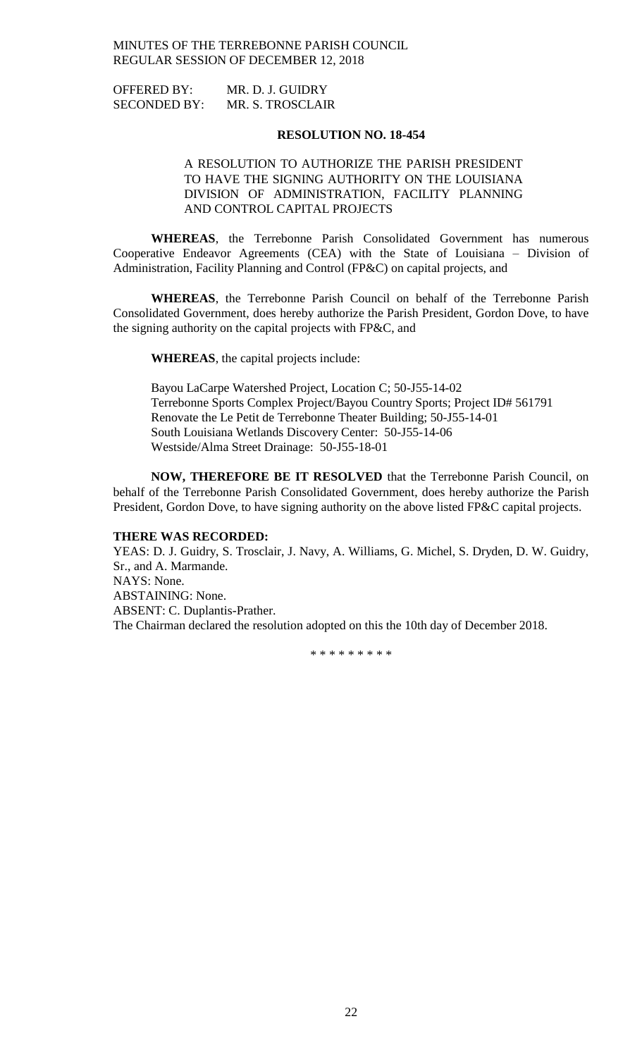OFFERED BY: MR. D. J. GUIDRY
SECONDED BY: MR. S. TROSCLAIR

**RESOLUTION NO. 18-454**

A RESOLUTION TO AUTHORIZE THE PARISH PRESIDENT TO HAVE THE SIGNING AUTHORITY ON THE LOUISIANA DIVISION OF ADMINISTRATION, FACILITY PLANNING AND CONTROL CAPITAL PROJECTS

**WHEREAS**, the Terrebonne Parish Consolidated Government has numerous Cooperative Endeavor Agreements (CEA) with the State of Louisiana – Division of Administration, Facility Planning and Control (FP&C) on capital projects, and

**WHEREAS**, the Terrebonne Parish Council on behalf of the Terrebonne Parish Consolidated Government, does hereby authorize the Parish President, Gordon Dove, to have the signing authority on the capital projects with FP&C, and

**WHEREAS**, the capital projects include:

Bayou LaCarpe Watershed Project, Location C; 50-J55-14-02
Terrebonne Sports Complex Project/Bayou Country Sports; Project ID# 561791
Renovate the Le Petit de Terrebonne Theater Building; 50-J55-14-01
South Louisiana Wetlands Discovery Center: 50-J55-14-06
Westside/Alma Street Drainage: 50-J55-18-01

**NOW, THEREFORE BE IT RESOLVED** that the Terrebonne Parish Council, on behalf of the Terrebonne Parish Consolidated Government, does hereby authorize the Parish President, Gordon Dove, to have signing authority on the above listed FP&C capital projects.

**THERE WAS RECORDED:**

YEAS: D. J. Guidry, S. Trosclair, J. Navy, A. Williams, G. Michel, S. Dryden, D. W. Guidry, Sr., and A. Marmande.
NAYS: None.
ABSTAINING: None.
ABSENT: C. Duplantis-Prather.
The Chairman declared the resolution adopted on this the 10th day of December 2018.

\* \* \* \* \* \* \* \* \*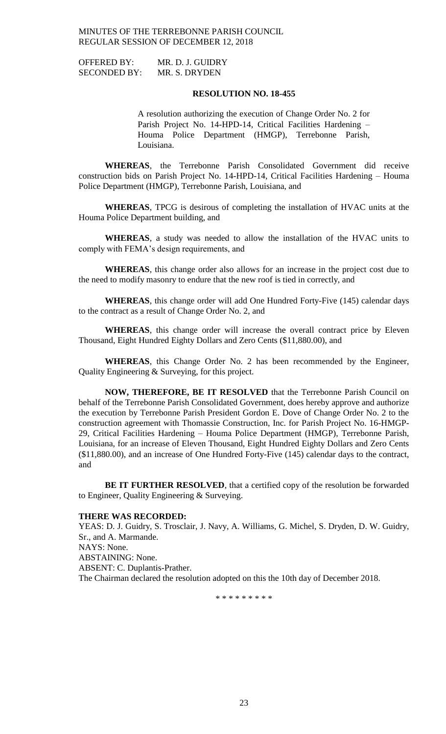OFFERED BY: MR. D. J. GUIDRY
SECONDED BY: MR. S. DRYDEN

**RESOLUTION NO. 18-455**

A resolution authorizing the execution of Change Order No. 2 for Parish Project No. 14-HPD-14, Critical Facilities Hardening – Houma Police Department (HMGP), Terrebonne Parish, Louisiana.

**WHEREAS**, the Terrebonne Parish Consolidated Government did receive construction bids on Parish Project No. 14-HPD-14, Critical Facilities Hardening – Houma Police Department (HMGP), Terrebonne Parish, Louisiana, and

**WHEREAS**, TPCG is desirous of completing the installation of HVAC units at the Houma Police Department building, and

**WHEREAS**, a study was needed to allow the installation of the HVAC units to comply with FEMA's design requirements, and

**WHEREAS**, this change order also allows for an increase in the project cost due to the need to modify masonry to endure that the new roof is tied in correctly, and

**WHEREAS**, this change order will add One Hundred Forty-Five (145) calendar days to the contract as a result of Change Order No. 2, and

**WHEREAS**, this change order will increase the overall contract price by Eleven Thousand, Eight Hundred Eighty Dollars and Zero Cents ($11,880.00), and

**WHEREAS**, this Change Order No. 2 has been recommended by the Engineer, Quality Engineering & Surveying, for this project.

**NOW, THEREFORE, BE IT RESOLVED** that the Terrebonne Parish Council on behalf of the Terrebonne Parish Consolidated Government, does hereby approve and authorize the execution by Terrebonne Parish President Gordon E. Dove of Change Order No. 2 to the construction agreement with Thomassie Construction, Inc. for Parish Project No. 16-HMGP-29, Critical Facilities Hardening – Houma Police Department (HMGP), Terrebonne Parish, Louisiana, for an increase of Eleven Thousand, Eight Hundred Eighty Dollars and Zero Cents ($11,880.00), and an increase of One Hundred Forty-Five (145) calendar days to the contract, and

**BE IT FURTHER RESOLVED**, that a certified copy of the resolution be forwarded to Engineer, Quality Engineering & Surveying.

**THERE WAS RECORDED:**

YEAS: D. J. Guidry, S. Trosclair, J. Navy, A. Williams, G. Michel, S. Dryden, D. W. Guidry, Sr., and A. Marmande.
NAYS: None.
ABSTAINING: None.
ABSENT: C. Duplantis-Prather.
The Chairman declared the resolution adopted on this the 10th day of December 2018.

\* \* \* \* \* \* \* \* \*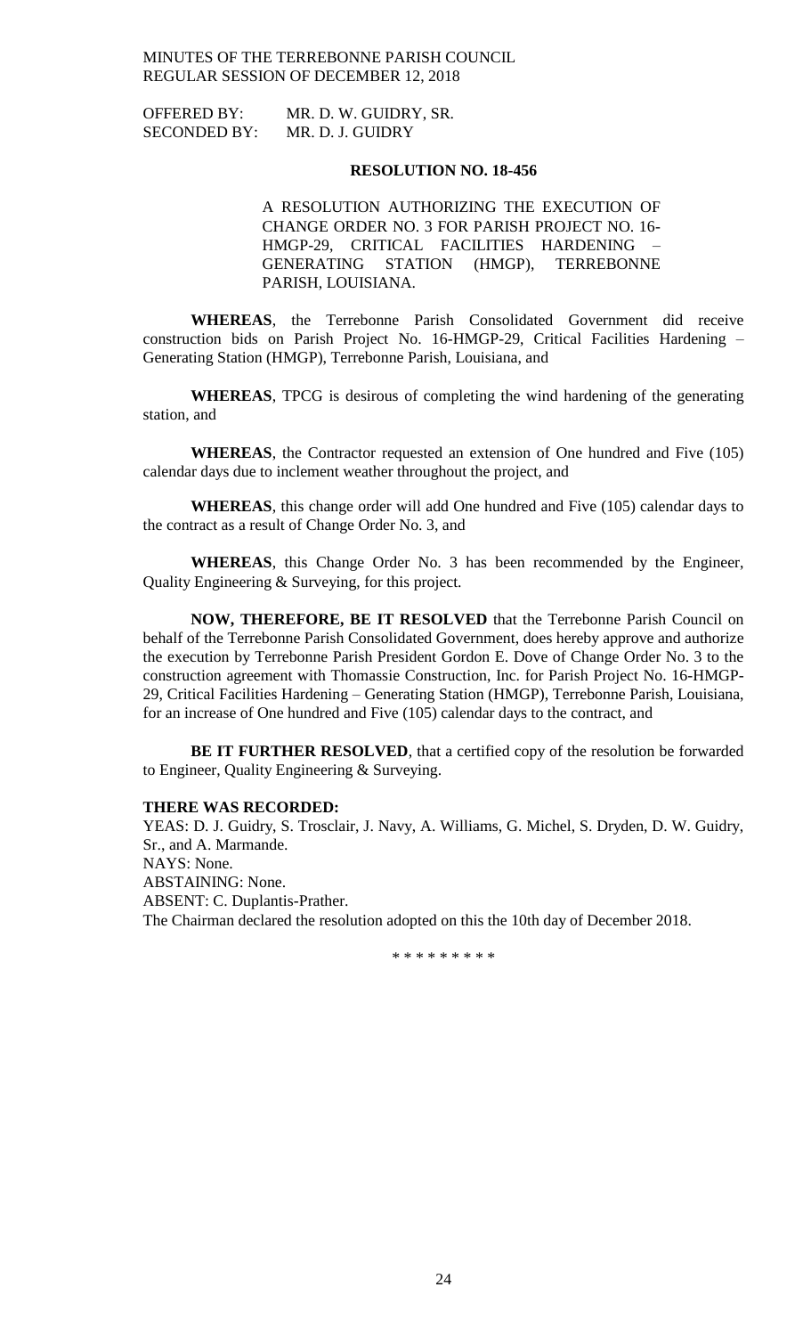OFFERED BY: MR. D. W. GUIDRY, SR.
SECONDED BY: MR. D. J. GUIDRY

**RESOLUTION NO. 18-456**

A RESOLUTION AUTHORIZING THE EXECUTION OF CHANGE ORDER NO. 3 FOR PARISH PROJECT NO. 16-HMGP-29, CRITICAL FACILITIES HARDENING – GENERATING STATION (HMGP), TERREBONNE PARISH, LOUISIANA.

**WHEREAS**, the Terrebonne Parish Consolidated Government did receive construction bids on Parish Project No. 16-HMGP-29, Critical Facilities Hardening – Generating Station (HMGP), Terrebonne Parish, Louisiana, and

**WHEREAS**, TPCG is desirous of completing the wind hardening of the generating station, and

**WHEREAS**, the Contractor requested an extension of One hundred and Five (105) calendar days due to inclement weather throughout the project, and

**WHEREAS**, this change order will add One hundred and Five (105) calendar days to the contract as a result of Change Order No. 3, and

**WHEREAS**, this Change Order No. 3 has been recommended by the Engineer, Quality Engineering & Surveying, for this project.

**NOW, THEREFORE, BE IT RESOLVED** that the Terrebonne Parish Council on behalf of the Terrebonne Parish Consolidated Government, does hereby approve and authorize the execution by Terrebonne Parish President Gordon E. Dove of Change Order No. 3 to the construction agreement with Thomassie Construction, Inc. for Parish Project No. 16-HMGP-29, Critical Facilities Hardening – Generating Station (HMGP), Terrebonne Parish, Louisiana, for an increase of One hundred and Five (105) calendar days to the contract, and

**BE IT FURTHER RESOLVED**, that a certified copy of the resolution be forwarded to Engineer, Quality Engineering & Surveying.

**THERE WAS RECORDED:**
YEAS: D. J. Guidry, S. Trosclair, J. Navy, A. Williams, G. Michel, S. Dryden, D. W. Guidry, Sr., and A. Marmande.
NAYS: None.
ABSTAINING: None.
ABSENT: C. Duplantis-Prather.
The Chairman declared the resolution adopted on this the 10th day of December 2018.

\* \* \* \* \* \* \* \* \*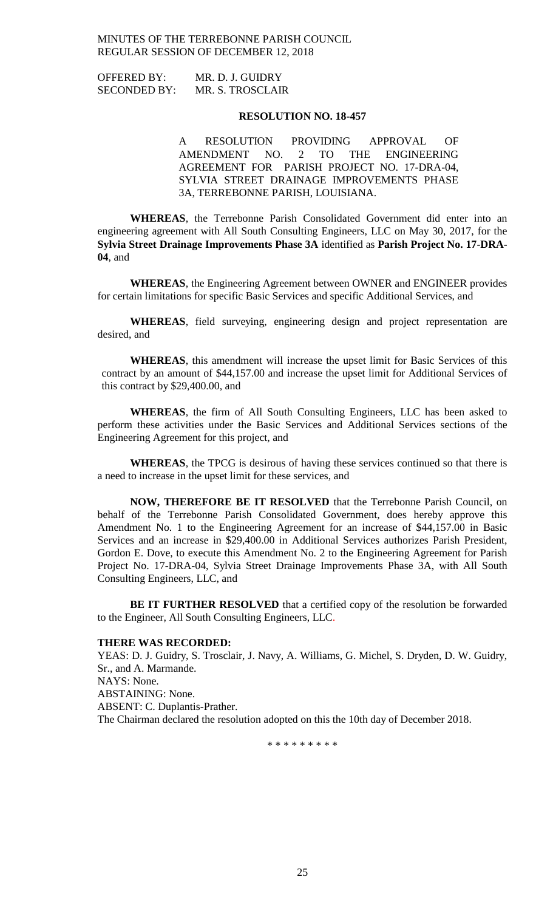OFFERED BY: MR. D. J. GUIDRY
SECONDED BY: MR. S. TROSCLAIR

**RESOLUTION NO. 18-457**

A RESOLUTION PROVIDING APPROVAL OF AMENDMENT NO. 2 TO THE ENGINEERING AGREEMENT FOR PARISH PROJECT NO. 17-DRA-04, SYLVIA STREET DRAINAGE IMPROVEMENTS PHASE 3A, TERREBONNE PARISH, LOUISIANA.

**WHEREAS**, the Terrebonne Parish Consolidated Government did enter into an engineering agreement with All South Consulting Engineers, LLC on May 30, 2017, for the **Sylvia Street Drainage Improvements Phase 3A** identified as **Parish Project No. 17-DRA-04**, and

**WHEREAS**, the Engineering Agreement between OWNER and ENGINEER provides for certain limitations for specific Basic Services and specific Additional Services, and

**WHEREAS**, field surveying, engineering design and project representation are desired, and

**WHEREAS**, this amendment will increase the upset limit for Basic Services of this contract by an amount of $44,157.00 and increase the upset limit for Additional Services of this contract by $29,400.00, and

**WHEREAS**, the firm of All South Consulting Engineers, LLC has been asked to perform these activities under the Basic Services and Additional Services sections of the Engineering Agreement for this project, and

**WHEREAS**, the TPCG is desirous of having these services continued so that there is a need to increase in the upset limit for these services, and

**NOW, THEREFORE BE IT RESOLVED** that the Terrebonne Parish Council, on behalf of the Terrebonne Parish Consolidated Government, does hereby approve this Amendment No. 1 to the Engineering Agreement for an increase of $44,157.00 in Basic Services and an increase in $29,400.00 in Additional Services authorizes Parish President, Gordon E. Dove, to execute this Amendment No. 2 to the Engineering Agreement for Parish Project No. 17-DRA-04, Sylvia Street Drainage Improvements Phase 3A, with All South Consulting Engineers, LLC, and

**BE IT FURTHER RESOLVED** that a certified copy of the resolution be forwarded to the Engineer, All South Consulting Engineers, LLC.

**THERE WAS RECORDED:**
YEAS: D. J. Guidry, S. Trosclair, J. Navy, A. Williams, G. Michel, S. Dryden, D. W. Guidry, Sr., and A. Marmande.
NAYS: None.
ABSTAINING: None.
ABSENT: C. Duplantis-Prather.
The Chairman declared the resolution adopted on this the 10th day of December 2018.

\* \* \* \* \* \* \* \* \*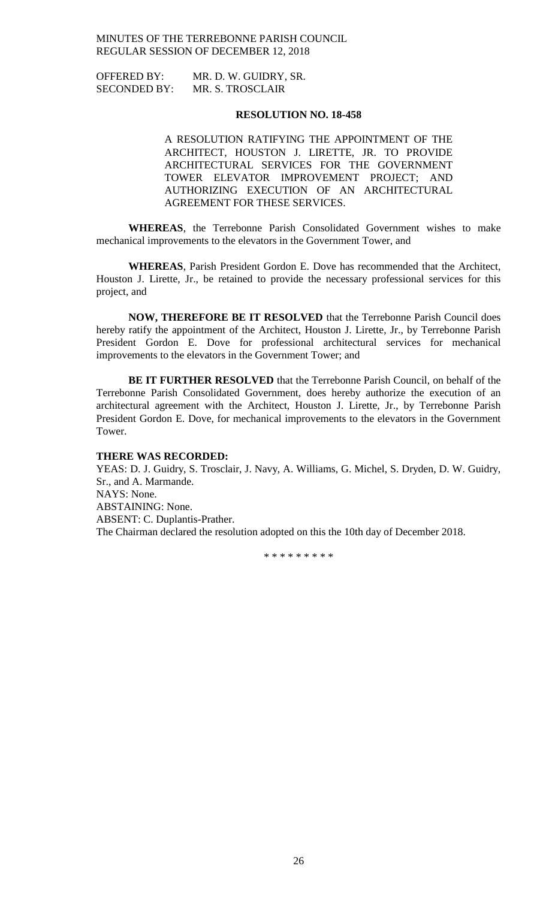OFFERED BY: MR. D. W. GUIDRY, SR.
SECONDED BY: MR. S. TROSCLAIR

**RESOLUTION NO. 18-458**

A RESOLUTION RATIFYING THE APPOINTMENT OF THE ARCHITECT, HOUSTON J. LIRETTE, JR. TO PROVIDE ARCHITECTURAL SERVICES FOR THE GOVERNMENT TOWER ELEVATOR IMPROVEMENT PROJECT; AND AUTHORIZING EXECUTION OF AN ARCHITECTURAL AGREEMENT FOR THESE SERVICES.

**WHEREAS**, the Terrebonne Parish Consolidated Government wishes to make mechanical improvements to the elevators in the Government Tower, and

**WHEREAS**, Parish President Gordon E. Dove has recommended that the Architect, Houston J. Lirette, Jr., be retained to provide the necessary professional services for this project, and

**NOW, THEREFORE BE IT RESOLVED** that the Terrebonne Parish Council does hereby ratify the appointment of the Architect, Houston J. Lirette, Jr., by Terrebonne Parish President Gordon E. Dove for professional architectural services for mechanical improvements to the elevators in the Government Tower; and

**BE IT FURTHER RESOLVED** that the Terrebonne Parish Council, on behalf of the Terrebonne Parish Consolidated Government, does hereby authorize the execution of an architectural agreement with the Architect, Houston J. Lirette, Jr., by Terrebonne Parish President Gordon E. Dove, for mechanical improvements to the elevators in the Government Tower.

**THERE WAS RECORDED:**

YEAS: D. J. Guidry, S. Trosclair, J. Navy, A. Williams, G. Michel, S. Dryden, D. W. Guidry, Sr., and A. Marmande.
NAYS: None.
ABSTAINING: None.
ABSENT: C. Duplantis-Prather.
The Chairman declared the resolution adopted on this the 10th day of December 2018.

\* \* \* \* \* \* \* \* \*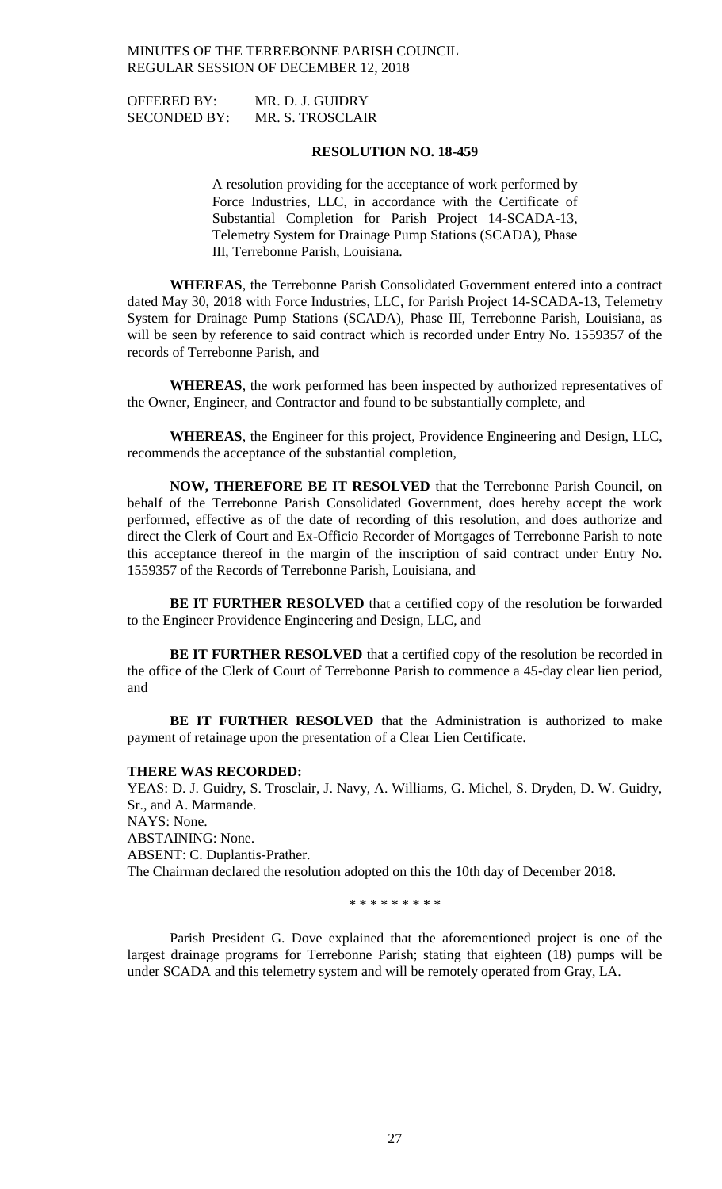OFFERED BY: MR. D. J. GUIDRY
SECONDED BY: MR. S. TROSCLAIR

**RESOLUTION NO. 18-459**

A resolution providing for the acceptance of work performed by Force Industries, LLC, in accordance with the Certificate of Substantial Completion for Parish Project 14-SCADA-13, Telemetry System for Drainage Pump Stations (SCADA), Phase III, Terrebonne Parish, Louisiana.

**WHEREAS**, the Terrebonne Parish Consolidated Government entered into a contract dated May 30, 2018 with Force Industries, LLC, for Parish Project 14-SCADA-13, Telemetry System for Drainage Pump Stations (SCADA), Phase III, Terrebonne Parish, Louisiana, as will be seen by reference to said contract which is recorded under Entry No. 1559357 of the records of Terrebonne Parish, and

**WHEREAS**, the work performed has been inspected by authorized representatives of the Owner, Engineer, and Contractor and found to be substantially complete, and

**WHEREAS**, the Engineer for this project, Providence Engineering and Design, LLC, recommends the acceptance of the substantial completion,

**NOW, THEREFORE BE IT RESOLVED** that the Terrebonne Parish Council, on behalf of the Terrebonne Parish Consolidated Government, does hereby accept the work performed, effective as of the date of recording of this resolution, and does authorize and direct the Clerk of Court and Ex-Officio Recorder of Mortgages of Terrebonne Parish to note this acceptance thereof in the margin of the inscription of said contract under Entry No. 1559357 of the Records of Terrebonne Parish, Louisiana, and

**BE IT FURTHER RESOLVED** that a certified copy of the resolution be forwarded to the Engineer Providence Engineering and Design, LLC, and

**BE IT FURTHER RESOLVED** that a certified copy of the resolution be recorded in the office of the Clerk of Court of Terrebonne Parish to commence a 45-day clear lien period, and

**BE IT FURTHER RESOLVED** that the Administration is authorized to make payment of retainage upon the presentation of a Clear Lien Certificate.

**THERE WAS RECORDED:**

YEAS: D. J. Guidry, S. Trosclair, J. Navy, A. Williams, G. Michel, S. Dryden, D. W. Guidry, Sr., and A. Marmande.
NAYS: None.
ABSTAINING: None.
ABSENT: C. Duplantis-Prather.
The Chairman declared the resolution adopted on this the 10th day of December 2018.

\* \* \* \* \* \* \* \* \*

Parish President G. Dove explained that the aforementioned project is one of the largest drainage programs for Terrebonne Parish; stating that eighteen (18) pumps will be under SCADA and this telemetry system and will be remotely operated from Gray, LA.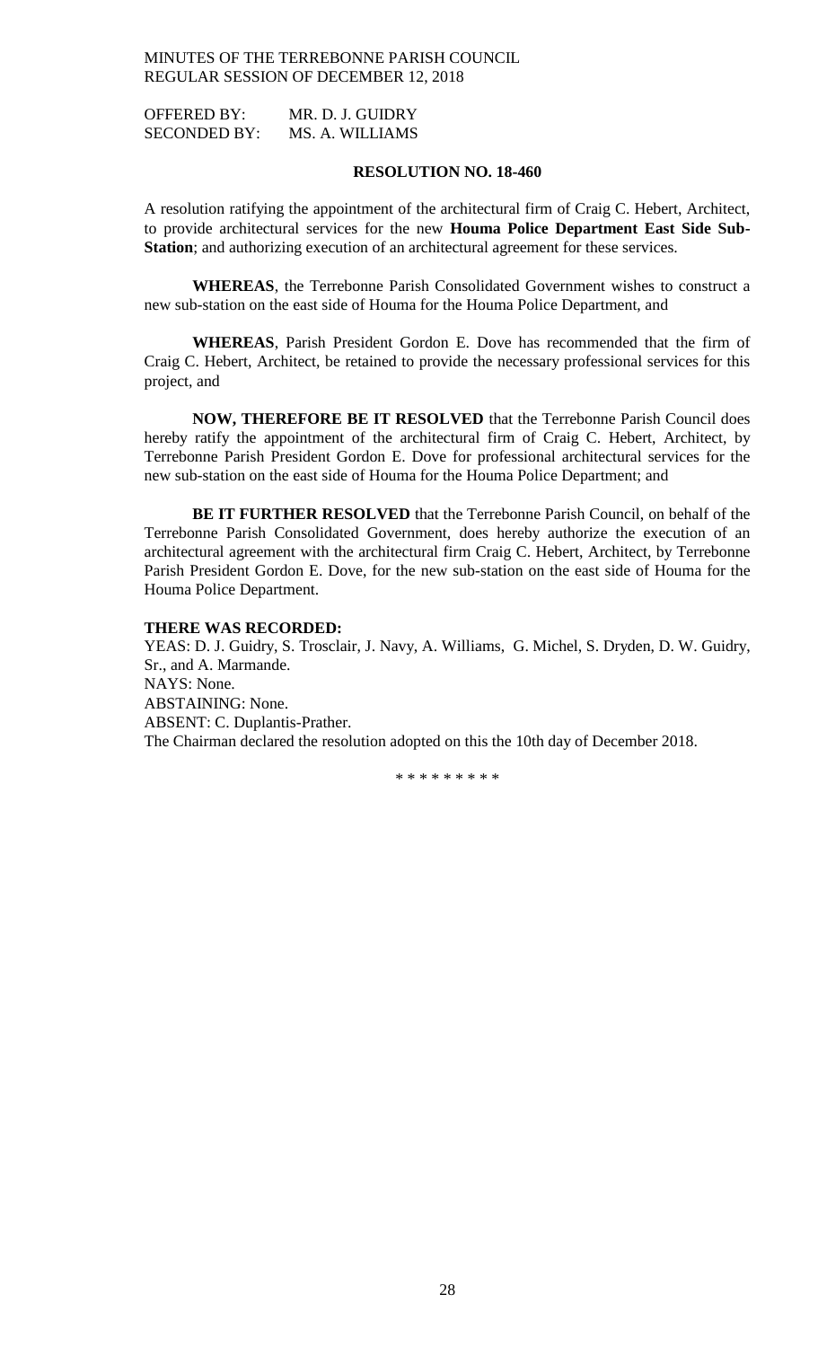OFFERED BY: MR. D. J. GUIDRY
SECONDED BY: MS. A. WILLIAMS

**RESOLUTION NO. 18-460**

A resolution ratifying the appointment of the architectural firm of Craig C. Hebert, Architect, to provide architectural services for the new **Houma Police Department East Side Sub-Station**; and authorizing execution of an architectural agreement for these services.

**WHEREAS**, the Terrebonne Parish Consolidated Government wishes to construct a new sub-station on the east side of Houma for the Houma Police Department, and

**WHEREAS**, Parish President Gordon E. Dove has recommended that the firm of Craig C. Hebert, Architect, be retained to provide the necessary professional services for this project, and

**NOW, THEREFORE BE IT RESOLVED** that the Terrebonne Parish Council does hereby ratify the appointment of the architectural firm of Craig C. Hebert, Architect, by Terrebonne Parish President Gordon E. Dove for professional architectural services for the new sub-station on the east side of Houma for the Houma Police Department; and

**BE IT FURTHER RESOLVED** that the Terrebonne Parish Council, on behalf of the Terrebonne Parish Consolidated Government, does hereby authorize the execution of an architectural agreement with the architectural firm Craig C. Hebert, Architect, by Terrebonne Parish President Gordon E. Dove, for the new sub-station on the east side of Houma for the Houma Police Department.

**THERE WAS RECORDED:**
YEAS: D. J. Guidry, S. Trosclair, J. Navy, A. Williams, G. Michel, S. Dryden, D. W. Guidry, Sr., and A. Marmande.
NAYS: None.
ABSTAINING: None.
ABSENT: C. Duplantis-Prather.
The Chairman declared the resolution adopted on this the 10th day of December 2018.

\* \* \* \* \* \* \* \* \*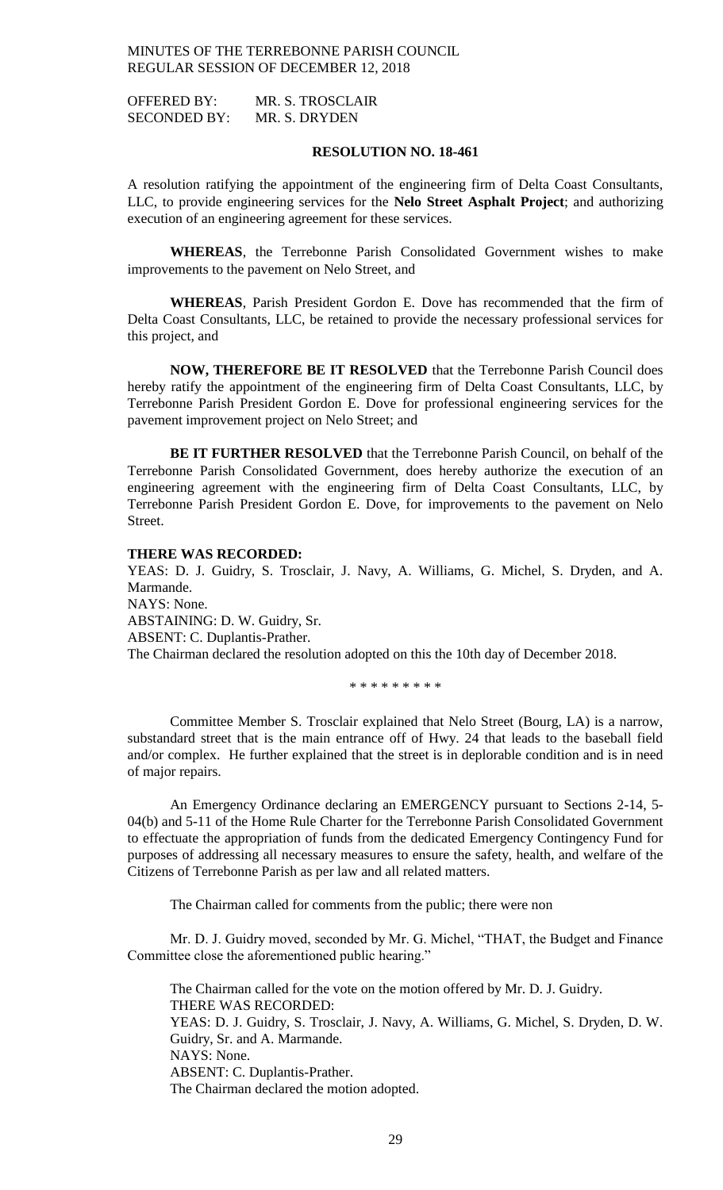OFFERED BY: MR. S. TROSCLAIR
SECONDED BY: MR. S. DRYDEN

**RESOLUTION NO. 18-461**

A resolution ratifying the appointment of the engineering firm of Delta Coast Consultants, LLC, to provide engineering services for the **Nelo Street Asphalt Project**; and authorizing execution of an engineering agreement for these services.

**WHEREAS**, the Terrebonne Parish Consolidated Government wishes to make improvements to the pavement on Nelo Street, and

**WHEREAS**, Parish President Gordon E. Dove has recommended that the firm of Delta Coast Consultants, LLC, be retained to provide the necessary professional services for this project, and

**NOW, THEREFORE BE IT RESOLVED** that the Terrebonne Parish Council does hereby ratify the appointment of the engineering firm of Delta Coast Consultants, LLC, by Terrebonne Parish President Gordon E. Dove for professional engineering services for the pavement improvement project on Nelo Street; and

**BE IT FURTHER RESOLVED** that the Terrebonne Parish Council, on behalf of the Terrebonne Parish Consolidated Government, does hereby authorize the execution of an engineering agreement with the engineering firm of Delta Coast Consultants, LLC, by Terrebonne Parish President Gordon E. Dove, for improvements to the pavement on Nelo Street.

**THERE WAS RECORDED:**
YEAS: D. J. Guidry, S. Trosclair, J. Navy, A. Williams, G. Michel, S. Dryden, and A. Marmande.
NAYS: None.
ABSTAINING: D. W. Guidry, Sr.
ABSENT: C. Duplantis-Prather.
The Chairman declared the resolution adopted on this the 10th day of December 2018.

\* \* \* \* \* \* \* \* \*

Committee Member S. Trosclair explained that Nelo Street (Bourg, LA) is a narrow, substandard street that is the main entrance off of Hwy. 24 that leads to the baseball field and/or complex. He further explained that the street is in deplorable condition and is in need of major repairs.

An Emergency Ordinance declaring an EMERGENCY pursuant to Sections 2-14, 5-04(b) and 5-11 of the Home Rule Charter for the Terrebonne Parish Consolidated Government to effectuate the appropriation of funds from the dedicated Emergency Contingency Fund for purposes of addressing all necessary measures to ensure the safety, health, and welfare of the Citizens of Terrebonne Parish as per law and all related matters.

The Chairman called for comments from the public; there were non

Mr. D. J. Guidry moved, seconded by Mr. G. Michel, "THAT, the Budget and Finance Committee close the aforementioned public hearing."

The Chairman called for the vote on the motion offered by Mr. D. J. Guidry.
THERE WAS RECORDED:
YEAS: D. J. Guidry, S. Trosclair, J. Navy, A. Williams, G. Michel, S. Dryden, D. W. Guidry, Sr. and A. Marmande.
NAYS: None.
ABSENT: C. Duplantis-Prather.
The Chairman declared the motion adopted.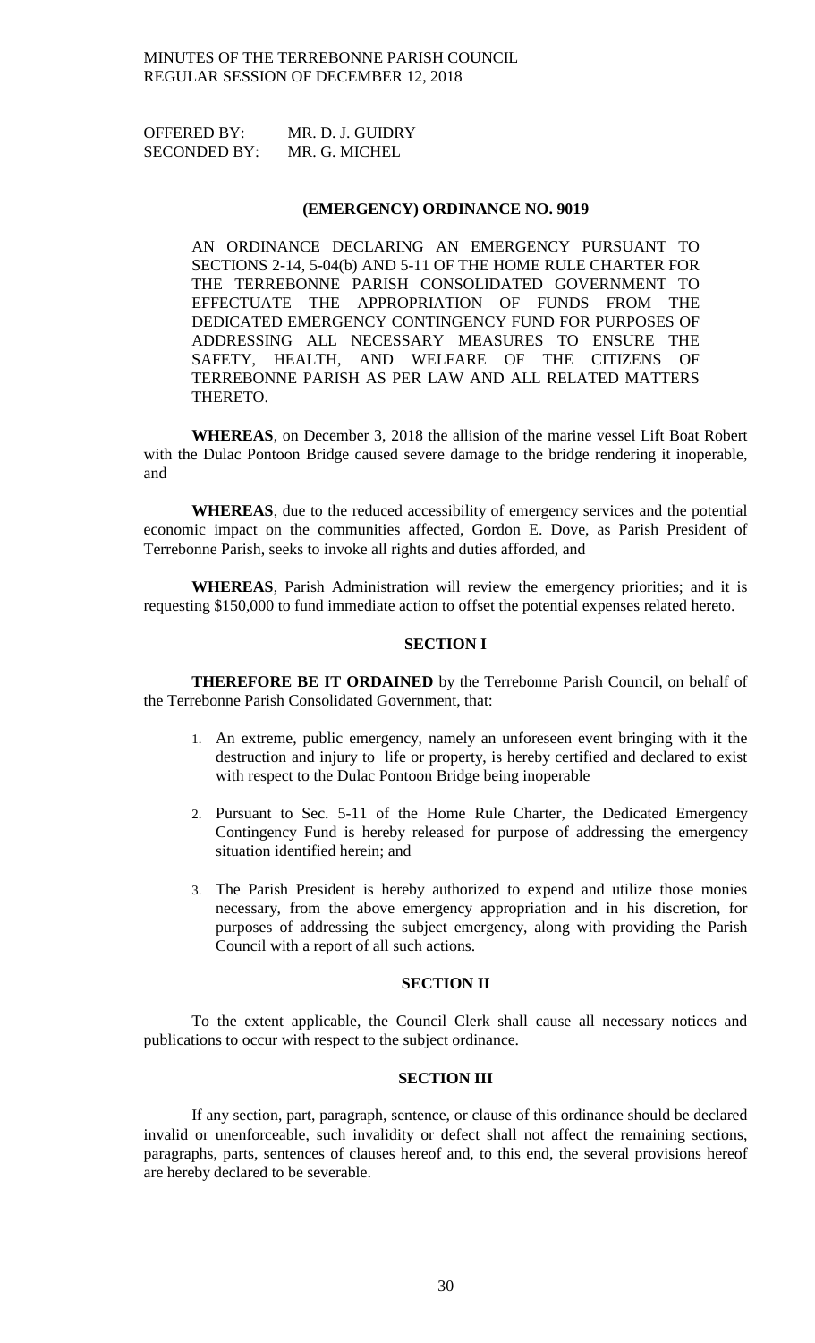OFFERED BY: MR. D. J. GUIDRY
SECONDED BY: MR. G. MICHEL

**(EMERGENCY) ORDINANCE NO. 9019**

AN ORDINANCE DECLARING AN EMERGENCY PURSUANT TO SECTIONS 2-14, 5-04(b) AND 5-11 OF THE HOME RULE CHARTER FOR THE TERREBONNE PARISH CONSOLIDATED GOVERNMENT TO EFFECTUATE THE APPROPRIATION OF FUNDS FROM THE DEDICATED EMERGENCY CONTINGENCY FUND FOR PURPOSES OF ADDRESSING ALL NECESSARY MEASURES TO ENSURE THE SAFETY, HEALTH, AND WELFARE OF THE CITIZENS OF TERREBONNE PARISH AS PER LAW AND ALL RELATED MATTERS THERETO.

**WHEREAS**, on December 3, 2018 the allision of the marine vessel Lift Boat Robert with the Dulac Pontoon Bridge caused severe damage to the bridge rendering it inoperable, and

**WHEREAS**, due to the reduced accessibility of emergency services and the potential economic impact on the communities affected, Gordon E. Dove, as Parish President of Terrebonne Parish, seeks to invoke all rights and duties afforded, and

**WHEREAS**, Parish Administration will review the emergency priorities; and it is requesting $150,000 to fund immediate action to offset the potential expenses related hereto.

**SECTION I**

**THEREFORE BE IT ORDAINED** by the Terrebonne Parish Council, on behalf of the Terrebonne Parish Consolidated Government, that:

1. An extreme, public emergency, namely an unforeseen event bringing with it the destruction and injury to life or property, is hereby certified and declared to exist with respect to the Dulac Pontoon Bridge being inoperable
2. Pursuant to Sec. 5-11 of the Home Rule Charter, the Dedicated Emergency Contingency Fund is hereby released for purpose of addressing the emergency situation identified herein; and
3. The Parish President is hereby authorized to expend and utilize those monies necessary, from the above emergency appropriation and in his discretion, for purposes of addressing the subject emergency, along with providing the Parish Council with a report of all such actions.

**SECTION II**

To the extent applicable, the Council Clerk shall cause all necessary notices and publications to occur with respect to the subject ordinance.

**SECTION III**

If any section, part, paragraph, sentence, or clause of this ordinance should be declared invalid or unenforceable, such invalidity or defect shall not affect the remaining sections, paragraphs, parts, sentences of clauses hereof and, to this end, the several provisions hereof are hereby declared to be severable.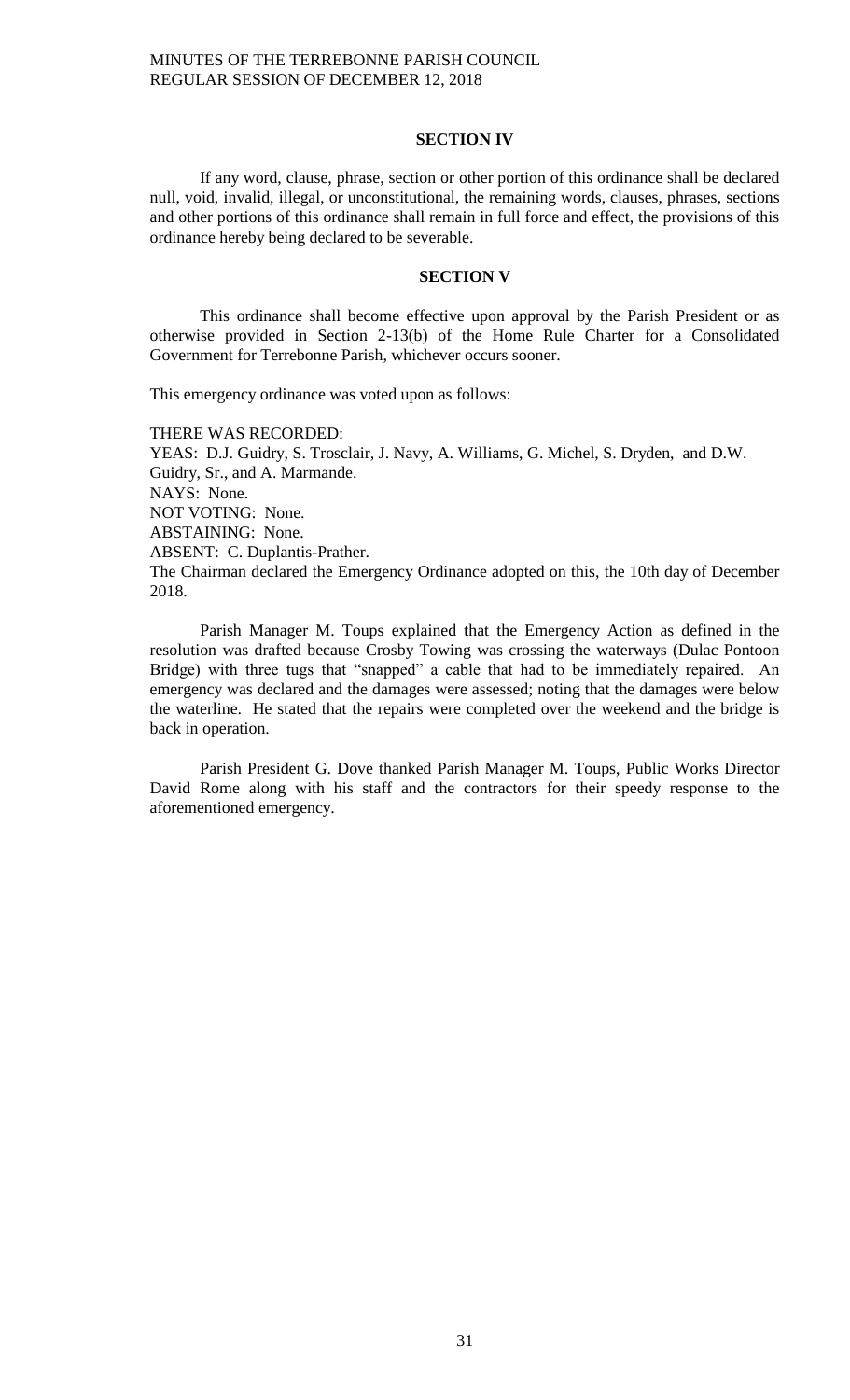## SECTION IV

If any word, clause, phrase, section or other portion of this ordinance shall be declared null, void, invalid, illegal, or unconstitutional, the remaining words, clauses, phrases, sections and other portions of this ordinance shall remain in full force and effect, the provisions of this ordinance hereby being declared to be severable.

## SECTION V

This ordinance shall become effective upon approval by the Parish President or as otherwise provided in Section 2-13(b) of the Home Rule Charter for a Consolidated Government for Terrebonne Parish, whichever occurs sooner.

This emergency ordinance was voted upon as follows:

THERE WAS RECORDED:
YEAS: D.J. Guidry, S. Trosclair, J. Navy, A. Williams, G. Michel, S. Dryden, and D.W. Guidry, Sr., and A. Marmande.
NAYS: None.
NOT VOTING: None.
ABSTAINING: None.
ABSENT: C. Duplantis-Prather.
The Chairman declared the Emergency Ordinance adopted on this, the 10th day of December 2018.

Parish Manager M. Toups explained that the Emergency Action as defined in the resolution was drafted because Crosby Towing was crossing the waterways (Dulac Pontoon Bridge) with three tugs that "snapped" a cable that had to be immediately repaired. An emergency was declared and the damages were assessed; noting that the damages were below the waterline. He stated that the repairs were completed over the weekend and the bridge is back in operation.

Parish President G. Dove thanked Parish Manager M. Toups, Public Works Director David Rome along with his staff and the contractors for their speedy response to the aforementioned emergency.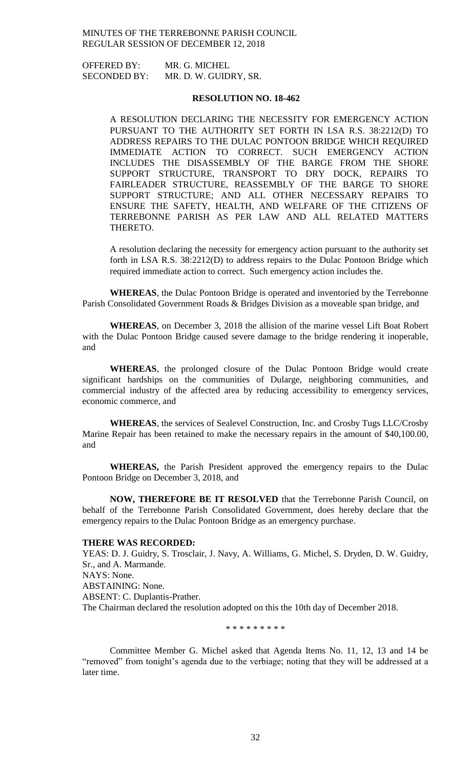OFFERED BY: MR. G. MICHEL
SECONDED BY: MR. D. W. GUIDRY, SR.

**RESOLUTION NO. 18-462**

A RESOLUTION DECLARING THE NECESSITY FOR EMERGENCY ACTION PURSUANT TO THE AUTHORITY SET FORTH IN LSA R.S. 38:2212(D) TO ADDRESS REPAIRS TO THE DULAC PONTOON BRIDGE WHICH REQUIRED IMMEDIATE ACTION TO CORRECT. SUCH EMERGENCY ACTION INCLUDES THE DISASSEMBLY OF THE BARGE FROM THE SHORE SUPPORT STRUCTURE, TRANSPORT TO DRY DOCK, REPAIRS TO FAIRLEADER STRUCTURE, REASSEMBLY OF THE BARGE TO SHORE SUPPORT STRUCTURE; AND ALL OTHER NECESSARY REPAIRS TO ENSURE THE SAFETY, HEALTH, AND WELFARE OF THE CITIZENS OF TERREBONNE PARISH AS PER LAW AND ALL RELATED MATTERS THERETO.

A resolution declaring the necessity for emergency action pursuant to the authority set forth in LSA R.S. 38:2212(D) to address repairs to the Dulac Pontoon Bridge which required immediate action to correct. Such emergency action includes the.

**WHEREAS**, the Dulac Pontoon Bridge is operated and inventoried by the Terrebonne Parish Consolidated Government Roads & Bridges Division as a moveable span bridge, and

**WHEREAS**, on December 3, 2018 the allision of the marine vessel Lift Boat Robert with the Dulac Pontoon Bridge caused severe damage to the bridge rendering it inoperable, and

**WHEREAS**, the prolonged closure of the Dulac Pontoon Bridge would create significant hardships on the communities of Dularge, neighboring communities, and commercial industry of the affected area by reducing accessibility to emergency services, economic commerce, and

**WHEREAS**, the services of Sealevel Construction, Inc. and Crosby Tugs LLC/Crosby Marine Repair has been retained to make the necessary repairs in the amount of $40,100.00, and

**WHEREAS,** the Parish President approved the emergency repairs to the Dulac Pontoon Bridge on December 3, 2018, and

**NOW, THEREFORE BE IT RESOLVED** that the Terrebonne Parish Council, on behalf of the Terrebonne Parish Consolidated Government, does hereby declare that the emergency repairs to the Dulac Pontoon Bridge as an emergency purchase.

**THERE WAS RECORDED:**
YEAS: D. J. Guidry, S. Trosclair, J. Navy, A. Williams, G. Michel, S. Dryden, D. W. Guidry, Sr., and A. Marmande.
NAYS: None.
ABSTAINING: None.
ABSENT: C. Duplantis-Prather.
The Chairman declared the resolution adopted on this the 10th day of December 2018.

\* \* \* \* \* \* \* \* \*

Committee Member G. Michel asked that Agenda Items No. 11, 12, 13 and 14 be "removed" from tonight's agenda due to the verbiage; noting that they will be addressed at a later time.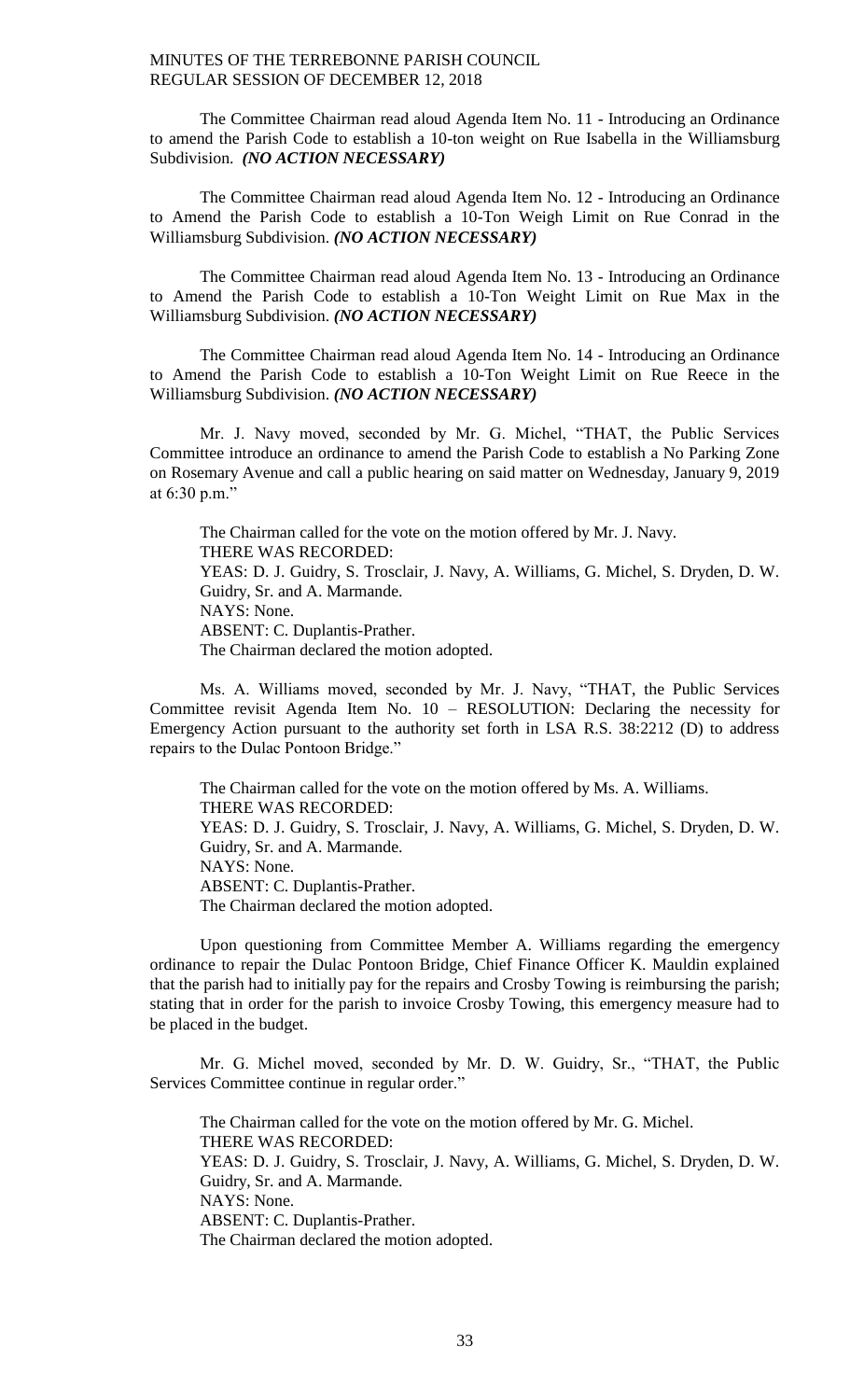The Committee Chairman read aloud Agenda Item No. 11 - Introducing an Ordinance to amend the Parish Code to establish a 10-ton weight on Rue Isabella in the Williamsburg Subdivision. ***(NO ACTION NECESSARY)***

The Committee Chairman read aloud Agenda Item No. 12 - Introducing an Ordinance to Amend the Parish Code to establish a 10-Ton Weigh Limit on Rue Conrad in the Williamsburg Subdivision. ***(NO ACTION NECESSARY)***

The Committee Chairman read aloud Agenda Item No. 13 - Introducing an Ordinance to Amend the Parish Code to establish a 10-Ton Weight Limit on Rue Max in the Williamsburg Subdivision. ***(NO ACTION NECESSARY)***

The Committee Chairman read aloud Agenda Item No. 14 - Introducing an Ordinance to Amend the Parish Code to establish a 10-Ton Weight Limit on Rue Reece in the Williamsburg Subdivision. ***(NO ACTION NECESSARY)***

Mr. J. Navy moved, seconded by Mr. G. Michel, "THAT, the Public Services Committee introduce an ordinance to amend the Parish Code to establish a No Parking Zone on Rosemary Avenue and call a public hearing on said matter on Wednesday, January 9, 2019 at 6:30 p.m."

The Chairman called for the vote on the motion offered by Mr. J. Navy.
THERE WAS RECORDED:
YEAS: D. J. Guidry, S. Trosclair, J. Navy, A. Williams, G. Michel, S. Dryden, D. W. Guidry, Sr. and A. Marmande.
NAYS: None.
ABSENT: C. Duplantis-Prather.
The Chairman declared the motion adopted.

Ms. A. Williams moved, seconded by Mr. J. Navy, "THAT, the Public Services Committee revisit Agenda Item No. 10 – RESOLUTION: Declaring the necessity for Emergency Action pursuant to the authority set forth in LSA R.S. 38:2212 (D) to address repairs to the Dulac Pontoon Bridge."

The Chairman called for the vote on the motion offered by Ms. A. Williams.
THERE WAS RECORDED:
YEAS: D. J. Guidry, S. Trosclair, J. Navy, A. Williams, G. Michel, S. Dryden, D. W. Guidry, Sr. and A. Marmande.
NAYS: None.
ABSENT: C. Duplantis-Prather.
The Chairman declared the motion adopted.

Upon questioning from Committee Member A. Williams regarding the emergency ordinance to repair the Dulac Pontoon Bridge, Chief Finance Officer K. Mauldin explained that the parish had to initially pay for the repairs and Crosby Towing is reimbursing the parish; stating that in order for the parish to invoice Crosby Towing, this emergency measure had to be placed in the budget.

Mr. G. Michel moved, seconded by Mr. D. W. Guidry, Sr., "THAT, the Public Services Committee continue in regular order."

The Chairman called for the vote on the motion offered by Mr. G. Michel.
THERE WAS RECORDED:
YEAS: D. J. Guidry, S. Trosclair, J. Navy, A. Williams, G. Michel, S. Dryden, D. W. Guidry, Sr. and A. Marmande.
NAYS: None.
ABSENT: C. Duplantis-Prather.
The Chairman declared the motion adopted.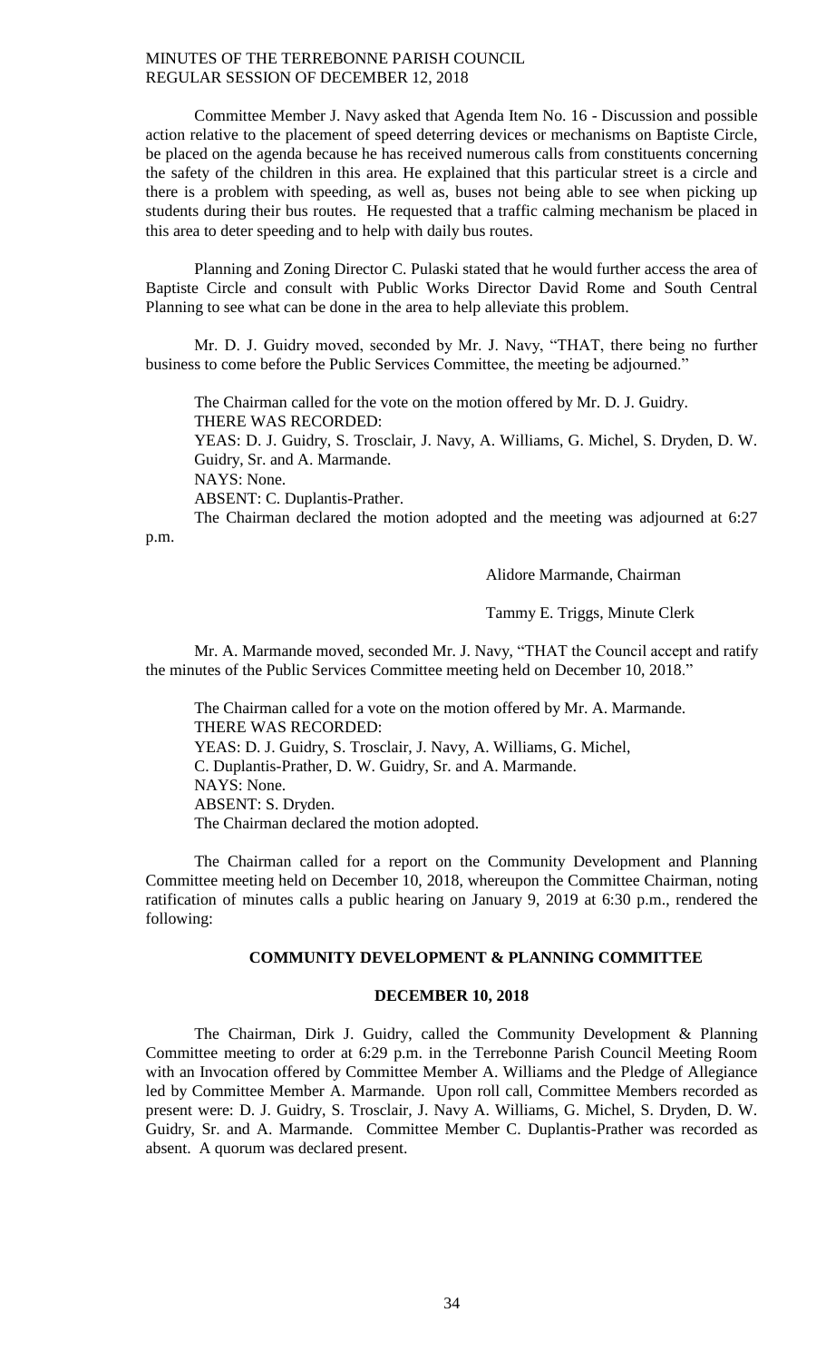Committee Member J. Navy asked that Agenda Item No. 16 - Discussion and possible action relative to the placement of speed deterring devices or mechanisms on Baptiste Circle, be placed on the agenda because he has received numerous calls from constituents concerning the safety of the children in this area. He explained that this particular street is a circle and there is a problem with speeding, as well as, buses not being able to see when picking up students during their bus routes. He requested that a traffic calming mechanism be placed in this area to deter speeding and to help with daily bus routes.

Planning and Zoning Director C. Pulaski stated that he would further access the area of Baptiste Circle and consult with Public Works Director David Rome and South Central Planning to see what can be done in the area to help alleviate this problem.

Mr. D. J. Guidry moved, seconded by Mr. J. Navy, "THAT, there being no further business to come before the Public Services Committee, the meeting be adjourned."

The Chairman called for the vote on the motion offered by Mr. D. J. Guidry.
THERE WAS RECORDED:
YEAS: D. J. Guidry, S. Trosclair, J. Navy, A. Williams, G. Michel, S. Dryden, D. W. Guidry, Sr. and A. Marmande.
NAYS: None.
ABSENT: C. Duplantis-Prather.
The Chairman declared the motion adopted and the meeting was adjourned at 6:27 p.m.

Alidore Marmande, Chairman

Tammy E. Triggs, Minute Clerk

Mr. A. Marmande moved, seconded Mr. J. Navy, "THAT the Council accept and ratify the minutes of the Public Services Committee meeting held on December 10, 2018."

The Chairman called for a vote on the motion offered by Mr. A. Marmande.
THERE WAS RECORDED:
YEAS: D. J. Guidry, S. Trosclair, J. Navy, A. Williams, G. Michel, C. Duplantis-Prather, D. W. Guidry, Sr. and A. Marmande.
NAYS: None.
ABSENT: S. Dryden.
The Chairman declared the motion adopted.

The Chairman called for a report on the Community Development and Planning Committee meeting held on December 10, 2018, whereupon the Committee Chairman, noting ratification of minutes calls a public hearing on January 9, 2019 at 6:30 p.m., rendered the following:

**COMMUNITY DEVELOPMENT & PLANNING COMMITTEE**

**DECEMBER 10, 2018**

The Chairman, Dirk J. Guidry, called the Community Development & Planning Committee meeting to order at 6:29 p.m. in the Terrebonne Parish Council Meeting Room with an Invocation offered by Committee Member A. Williams and the Pledge of Allegiance led by Committee Member A. Marmande. Upon roll call, Committee Members recorded as present were: D. J. Guidry, S. Trosclair, J. Navy A. Williams, G. Michel, S. Dryden, D. W. Guidry, Sr. and A. Marmande. Committee Member C. Duplantis-Prather was recorded as absent. A quorum was declared present.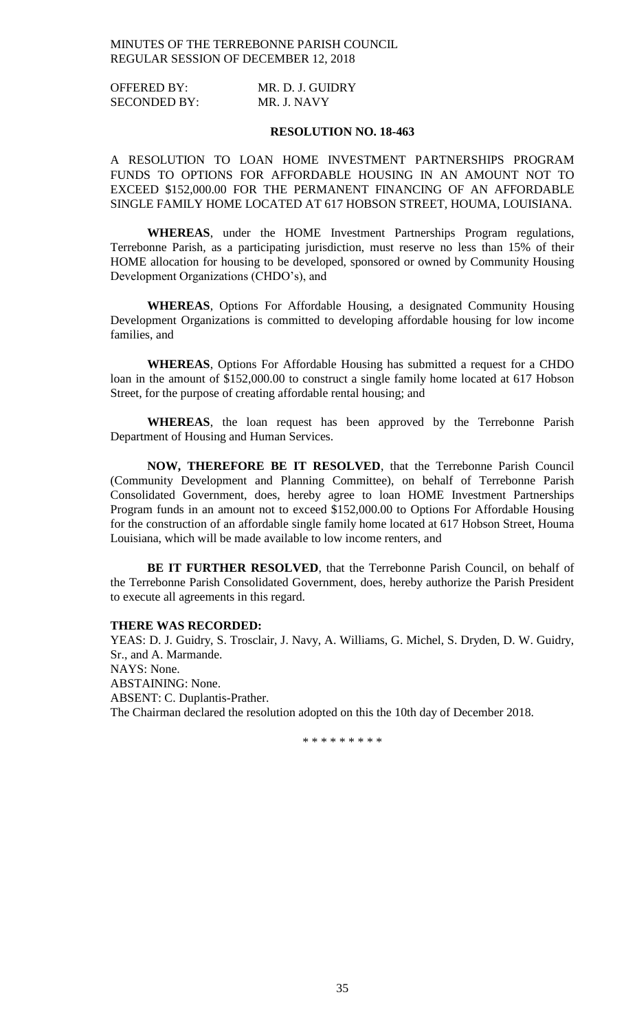OFFERED BY: MR. D. J. GUIDRY
SECONDED BY: MR. J. NAVY

**RESOLUTION NO. 18-463**

A RESOLUTION TO LOAN HOME INVESTMENT PARTNERSHIPS PROGRAM FUNDS TO OPTIONS FOR AFFORDABLE HOUSING IN AN AMOUNT NOT TO EXCEED $152,000.00 FOR THE PERMANENT FINANCING OF AN AFFORDABLE SINGLE FAMILY HOME LOCATED AT 617 HOBSON STREET, HOUMA, LOUISIANA.

**WHEREAS**, under the HOME Investment Partnerships Program regulations, Terrebonne Parish, as a participating jurisdiction, must reserve no less than 15% of their HOME allocation for housing to be developed, sponsored or owned by Community Housing Development Organizations (CHDO's), and

**WHEREAS**, Options For Affordable Housing, a designated Community Housing Development Organizations is committed to developing affordable housing for low income families, and

**WHEREAS**, Options For Affordable Housing has submitted a request for a CHDO loan in the amount of $152,000.00 to construct a single family home located at 617 Hobson Street, for the purpose of creating affordable rental housing; and

**WHEREAS**, the loan request has been approved by the Terrebonne Parish Department of Housing and Human Services.

**NOW, THEREFORE BE IT RESOLVED**, that the Terrebonne Parish Council (Community Development and Planning Committee), on behalf of Terrebonne Parish Consolidated Government, does, hereby agree to loan HOME Investment Partnerships Program funds in an amount not to exceed $152,000.00 to Options For Affordable Housing for the construction of an affordable single family home located at 617 Hobson Street, Houma Louisiana, which will be made available to low income renters, and

**BE IT FURTHER RESOLVED**, that the Terrebonne Parish Council, on behalf of the Terrebonne Parish Consolidated Government, does, hereby authorize the Parish President to execute all agreements in this regard.

**THERE WAS RECORDED:**
YEAS: D. J. Guidry, S. Trosclair, J. Navy, A. Williams, G. Michel, S. Dryden, D. W. Guidry, Sr., and A. Marmande.
NAYS: None.
ABSTAINING: None.
ABSENT: C. Duplantis-Prather.
The Chairman declared the resolution adopted on this the 10th day of December 2018.

\* \* \* \* \* \* \* \* \*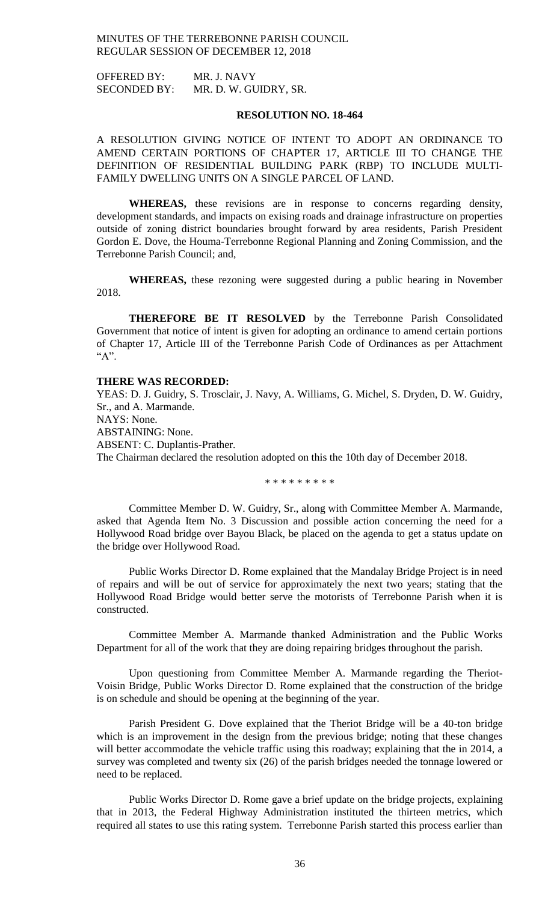OFFERED BY: MR. J. NAVY
SECONDED BY: MR. D. W. GUIDRY, SR.

**RESOLUTION NO. 18-464**

A RESOLUTION GIVING NOTICE OF INTENT TO ADOPT AN ORDINANCE TO AMEND CERTAIN PORTIONS OF CHAPTER 17, ARTICLE III TO CHANGE THE DEFINITION OF RESIDENTIAL BUILDING PARK (RBP) TO INCLUDE MULTI-FAMILY DWELLING UNITS ON A SINGLE PARCEL OF LAND.

**WHEREAS,** these revisions are in response to concerns regarding density, development standards, and impacts on exising roads and drainage infrastructure on properties outside of zoning district boundaries brought forward by area residents, Parish President Gordon E. Dove, the Houma-Terrebonne Regional Planning and Zoning Commission, and the Terrebonne Parish Council; and,

**WHEREAS,** these rezoning were suggested during a public hearing in November 2018.

**THEREFORE BE IT RESOLVED** by the Terrebonne Parish Consolidated Government that notice of intent is given for adopting an ordinance to amend certain portions of Chapter 17, Article III of the Terrebonne Parish Code of Ordinances as per Attachment "A".

**THERE WAS RECORDED:**
YEAS: D. J. Guidry, S. Trosclair, J. Navy, A. Williams, G. Michel, S. Dryden, D. W. Guidry, Sr., and A. Marmande.
NAYS: None.
ABSTAINING: None.
ABSENT: C. Duplantis-Prather.
The Chairman declared the resolution adopted on this the 10th day of December 2018.

\* \* \* \* \* \* \* \* \*

Committee Member D. W. Guidry, Sr., along with Committee Member A. Marmande, asked that Agenda Item No. 3 Discussion and possible action concerning the need for a Hollywood Road bridge over Bayou Black, be placed on the agenda to get a status update on the bridge over Hollywood Road.

Public Works Director D. Rome explained that the Mandalay Bridge Project is in need of repairs and will be out of service for approximately the next two years; stating that the Hollywood Road Bridge would better serve the motorists of Terrebonne Parish when it is constructed.

Committee Member A. Marmande thanked Administration and the Public Works Department for all of the work that they are doing repairing bridges throughout the parish.

Upon questioning from Committee Member A. Marmande regarding the Theriot-Voisin Bridge, Public Works Director D. Rome explained that the construction of the bridge is on schedule and should be opening at the beginning of the year.

Parish President G. Dove explained that the Theriot Bridge will be a 40-ton bridge which is an improvement in the design from the previous bridge; noting that these changes will better accommodate the vehicle traffic using this roadway; explaining that the in 2014, a survey was completed and twenty six (26) of the parish bridges needed the tonnage lowered or need to be replaced.

Public Works Director D. Rome gave a brief update on the bridge projects, explaining that in 2013, the Federal Highway Administration instituted the thirteen metrics, which required all states to use this rating system. Terrebonne Parish started this process earlier than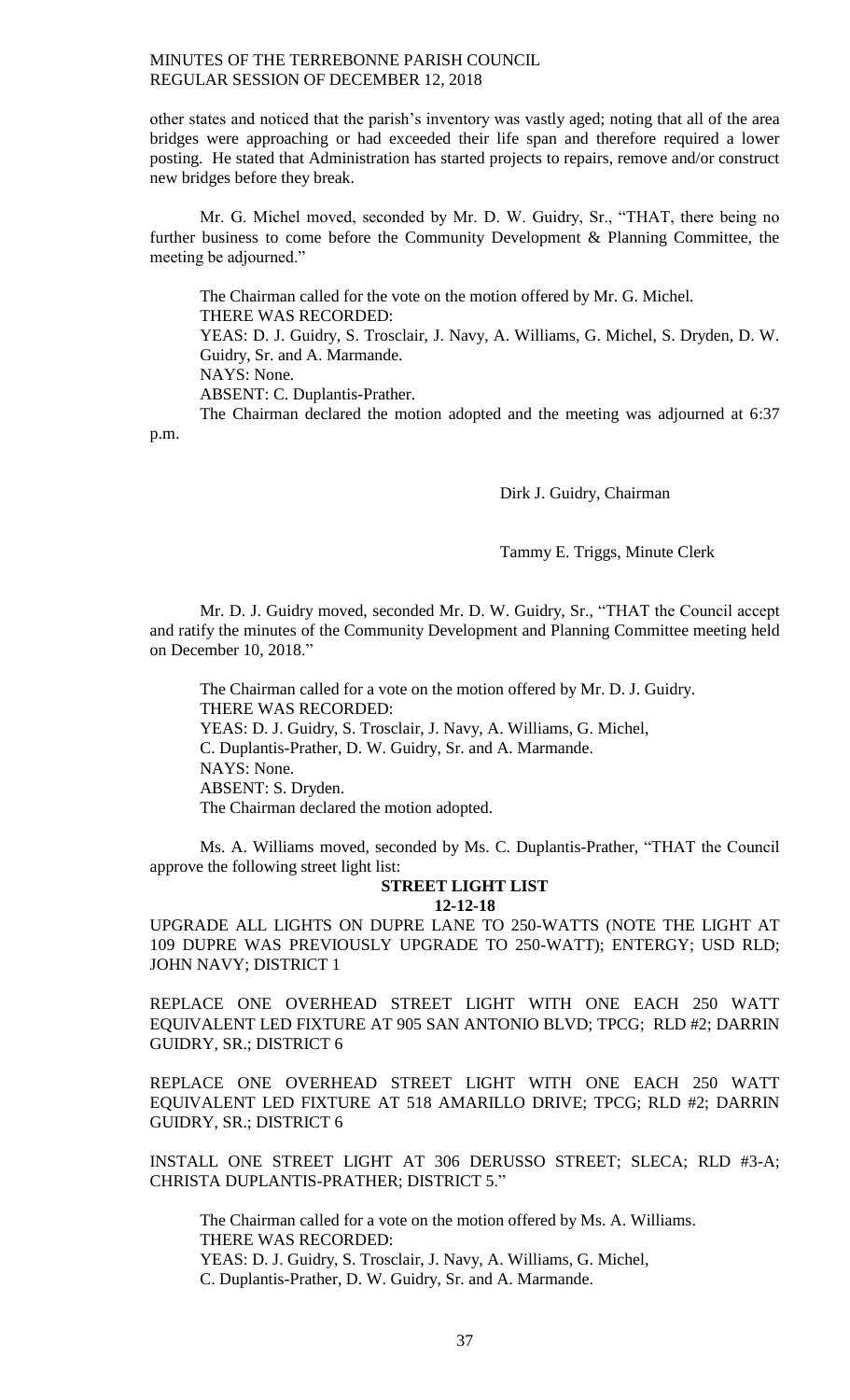other states and noticed that the parish's inventory was vastly aged; noting that all of the area bridges were approaching or had exceeded their life span and therefore required a lower posting. He stated that Administration has started projects to repairs, remove and/or construct new bridges before they break.

Mr. G. Michel moved, seconded by Mr. D. W. Guidry, Sr., "THAT, there being no further business to come before the Community Development & Planning Committee, the meeting be adjourned."

The Chairman called for the vote on the motion offered by Mr. G. Michel.
THERE WAS RECORDED:
YEAS: D. J. Guidry, S. Trosclair, J. Navy, A. Williams, G. Michel, S. Dryden, D. W. Guidry, Sr. and A. Marmande.
NAYS: None.
ABSENT: C. Duplantis-Prather.
The Chairman declared the motion adopted and the meeting was adjourned at 6:37 p.m.

Dirk J. Guidry, Chairman

Tammy E. Triggs, Minute Clerk

Mr. D. J. Guidry moved, seconded Mr. D. W. Guidry, Sr., "THAT the Council accept and ratify the minutes of the Community Development and Planning Committee meeting held on December 10, 2018."

The Chairman called for a vote on the motion offered by Mr. D. J. Guidry.
THERE WAS RECORDED:
YEAS: D. J. Guidry, S. Trosclair, J. Navy, A. Williams, G. Michel, C. Duplantis-Prather, D. W. Guidry, Sr. and A. Marmande.
NAYS: None.
ABSENT: S. Dryden.
The Chairman declared the motion adopted.

Ms. A. Williams moved, seconded by Ms. C. Duplantis-Prather, "THAT the Council approve the following street light list:

**STREET LIGHT LIST**
**12-12-18**

UPGRADE ALL LIGHTS ON DUPRE LANE TO 250-WATTS (NOTE THE LIGHT AT 109 DUPRE WAS PREVIOUSLY UPGRADE TO 250-WATT); ENTERGY; USD RLD; JOHN NAVY; DISTRICT 1

REPLACE ONE OVERHEAD STREET LIGHT WITH ONE EACH 250 WATT EQUIVALENT LED FIXTURE AT 905 SAN ANTONIO BLVD; TPCG; RLD #2; DARRIN GUIDRY, SR.; DISTRICT 6

REPLACE ONE OVERHEAD STREET LIGHT WITH ONE EACH 250 WATT EQUIVALENT LED FIXTURE AT 518 AMARILLO DRIVE; TPCG; RLD #2; DARRIN GUIDRY, SR.; DISTRICT 6

INSTALL ONE STREET LIGHT AT 306 DERUSSO STREET; SLECA; RLD #3-A; CHRISTA DUPLANTIS-PRATHER; DISTRICT 5."

The Chairman called for a vote on the motion offered by Ms. A. Williams.
THERE WAS RECORDED:
YEAS: D. J. Guidry, S. Trosclair, J. Navy, A. Williams, G. Michel, C. Duplantis-Prather, D. W. Guidry, Sr. and A. Marmande.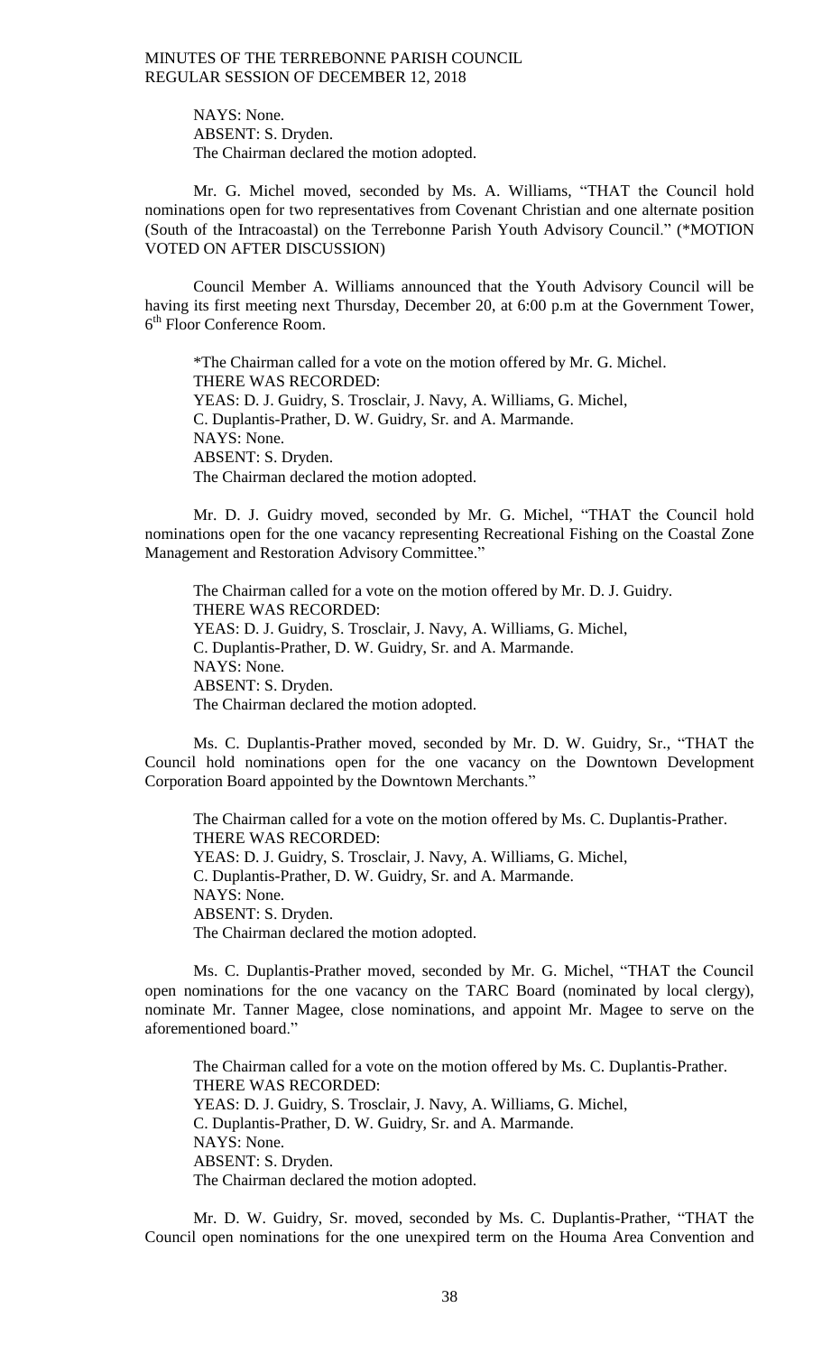NAYS: None.
ABSENT: S. Dryden.
The Chairman declared the motion adopted.

Mr. G. Michel moved, seconded by Ms. A. Williams, "THAT the Council hold nominations open for two representatives from Covenant Christian and one alternate position (South of the Intracoastal) on the Terrebonne Parish Youth Advisory Council." (*MOTION VOTED ON AFTER DISCUSSION)

Council Member A. Williams announced that the Youth Advisory Council will be having its first meeting next Thursday, December 20, at 6:00 p.m at the Government Tower, 6th Floor Conference Room.

*The Chairman called for a vote on the motion offered by Mr. G. Michel.
THERE WAS RECORDED:
YEAS: D. J. Guidry, S. Trosclair, J. Navy, A. Williams, G. Michel, C. Duplantis-Prather, D. W. Guidry, Sr. and A. Marmande.
NAYS: None.
ABSENT: S. Dryden.
The Chairman declared the motion adopted.

Mr. D. J. Guidry moved, seconded by Mr. G. Michel, "THAT the Council hold nominations open for the one vacancy representing Recreational Fishing on the Coastal Zone Management and Restoration Advisory Committee."

The Chairman called for a vote on the motion offered by Mr. D. J. Guidry.
THERE WAS RECORDED:
YEAS: D. J. Guidry, S. Trosclair, J. Navy, A. Williams, G. Michel, C. Duplantis-Prather, D. W. Guidry, Sr. and A. Marmande.
NAYS: None.
ABSENT: S. Dryden.
The Chairman declared the motion adopted.

Ms. C. Duplantis-Prather moved, seconded by Mr. D. W. Guidry, Sr., "THAT the Council hold nominations open for the one vacancy on the Downtown Development Corporation Board appointed by the Downtown Merchants."

The Chairman called for a vote on the motion offered by Ms. C. Duplantis-Prather.
THERE WAS RECORDED:
YEAS: D. J. Guidry, S. Trosclair, J. Navy, A. Williams, G. Michel, C. Duplantis-Prather, D. W. Guidry, Sr. and A. Marmande.
NAYS: None.
ABSENT: S. Dryden.
The Chairman declared the motion adopted.

Ms. C. Duplantis-Prather moved, seconded by Mr. G. Michel, "THAT the Council open nominations for the one vacancy on the TARC Board (nominated by local clergy), nominate Mr. Tanner Magee, close nominations, and appoint Mr. Magee to serve on the aforementioned board."

The Chairman called for a vote on the motion offered by Ms. C. Duplantis-Prather.
THERE WAS RECORDED:
YEAS: D. J. Guidry, S. Trosclair, J. Navy, A. Williams, G. Michel, C. Duplantis-Prather, D. W. Guidry, Sr. and A. Marmande.
NAYS: None.
ABSENT: S. Dryden.
The Chairman declared the motion adopted.

Mr. D. W. Guidry, Sr. moved, seconded by Ms. C. Duplantis-Prather, "THAT the Council open nominations for the one unexpired term on the Houma Area Convention and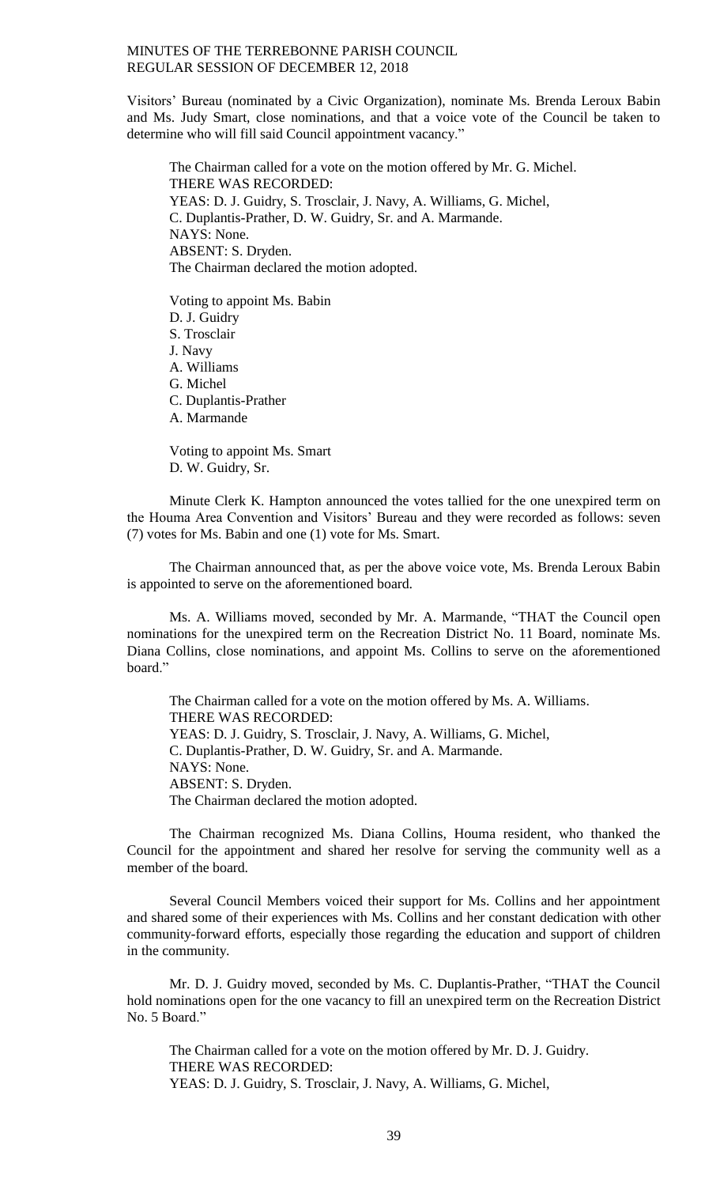Visitors' Bureau (nominated by a Civic Organization), nominate Ms. Brenda Leroux Babin and Ms. Judy Smart, close nominations, and that a voice vote of the Council be taken to determine who will fill said Council appointment vacancy."

The Chairman called for a vote on the motion offered by Mr. G. Michel.
THERE WAS RECORDED:
YEAS: D. J. Guidry, S. Trosclair, J. Navy, A. Williams, G. Michel, C. Duplantis-Prather, D. W. Guidry, Sr. and A. Marmande.
NAYS: None.
ABSENT: S. Dryden.
The Chairman declared the motion adopted.

Voting to appoint Ms. Babin
D. J. Guidry
S. Trosclair
J. Navy
A. Williams
G. Michel
C. Duplantis-Prather
A. Marmande

Voting to appoint Ms. Smart
D. W. Guidry, Sr.

Minute Clerk K. Hampton announced the votes tallied for the one unexpired term on the Houma Area Convention and Visitors' Bureau and they were recorded as follows: seven (7) votes for Ms. Babin and one (1) vote for Ms. Smart.

The Chairman announced that, as per the above voice vote, Ms. Brenda Leroux Babin is appointed to serve on the aforementioned board.

Ms. A. Williams moved, seconded by Mr. A. Marmande, "THAT the Council open nominations for the unexpired term on the Recreation District No. 11 Board, nominate Ms. Diana Collins, close nominations, and appoint Ms. Collins to serve on the aforementioned board."

The Chairman called for a vote on the motion offered by Ms. A. Williams.
THERE WAS RECORDED:
YEAS: D. J. Guidry, S. Trosclair, J. Navy, A. Williams, G. Michel, C. Duplantis-Prather, D. W. Guidry, Sr. and A. Marmande.
NAYS: None.
ABSENT: S. Dryden.
The Chairman declared the motion adopted.

The Chairman recognized Ms. Diana Collins, Houma resident, who thanked the Council for the appointment and shared her resolve for serving the community well as a member of the board.

Several Council Members voiced their support for Ms. Collins and her appointment and shared some of their experiences with Ms. Collins and her constant dedication with other community-forward efforts, especially those regarding the education and support of children in the community.

Mr. D. J. Guidry moved, seconded by Ms. C. Duplantis-Prather, "THAT the Council hold nominations open for the one vacancy to fill an unexpired term on the Recreation District No. 5 Board."

The Chairman called for a vote on the motion offered by Mr. D. J. Guidry.
THERE WAS RECORDED:
YEAS: D. J. Guidry, S. Trosclair, J. Navy, A. Williams, G. Michel,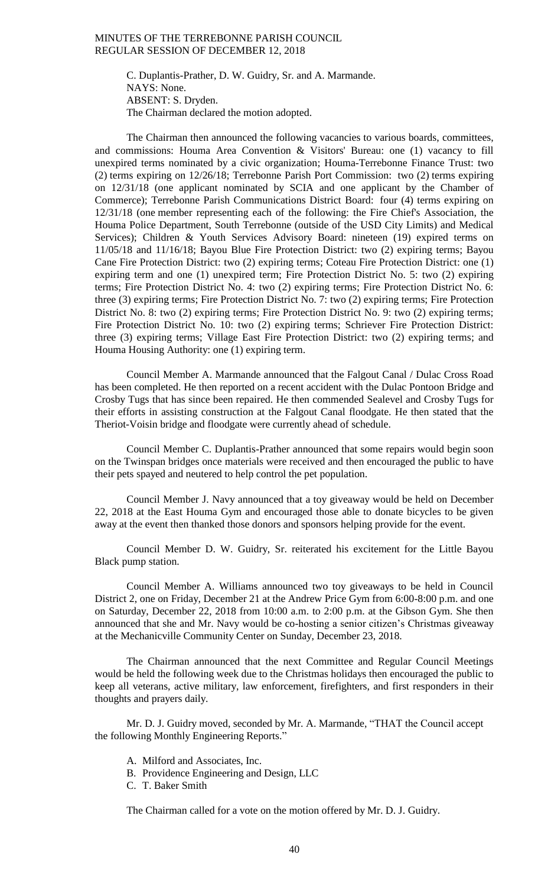C. Duplantis-Prather, D. W. Guidry, Sr. and A. Marmande.
NAYS: None.
ABSENT: S. Dryden.
The Chairman declared the motion adopted.

The Chairman then announced the following vacancies to various boards, committees, and commissions: Houma Area Convention & Visitors' Bureau: one (1) vacancy to fill unexpired terms nominated by a civic organization; Houma-Terrebonne Finance Trust: two (2) terms expiring on 12/26/18; Terrebonne Parish Port Commission: two (2) terms expiring on 12/31/18 (one applicant nominated by SCIA and one applicant by the Chamber of Commerce); Terrebonne Parish Communications District Board: four (4) terms expiring on 12/31/18 (one member representing each of the following: the Fire Chief's Association, the Houma Police Department, South Terrebonne (outside of the USD City Limits) and Medical Services); Children & Youth Services Advisory Board: nineteen (19) expired terms on 11/05/18 and 11/16/18; Bayou Blue Fire Protection District: two (2) expiring terms; Bayou Cane Fire Protection District: two (2) expiring terms; Coteau Fire Protection District: one (1) expiring term and one (1) unexpired term; Fire Protection District No. 5: two (2) expiring terms; Fire Protection District No. 4: two (2) expiring terms; Fire Protection District No. 6: three (3) expiring terms; Fire Protection District No. 7: two (2) expiring terms; Fire Protection District No. 8: two (2) expiring terms; Fire Protection District No. 9: two (2) expiring terms; Fire Protection District No. 10: two (2) expiring terms; Schriever Fire Protection District: three (3) expiring terms; Village East Fire Protection District: two (2) expiring terms; and Houma Housing Authority: one (1) expiring term.

Council Member A. Marmande announced that the Falgout Canal / Dulac Cross Road has been completed. He then reported on a recent accident with the Dulac Pontoon Bridge and Crosby Tugs that has since been repaired. He then commended Sealevel and Crosby Tugs for their efforts in assisting construction at the Falgout Canal floodgate. He then stated that the Theriot-Voisin bridge and floodgate were currently ahead of schedule.

Council Member C. Duplantis-Prather announced that some repairs would begin soon on the Twinspan bridges once materials were received and then encouraged the public to have their pets spayed and neutered to help control the pet population.

Council Member J. Navy announced that a toy giveaway would be held on December 22, 2018 at the East Houma Gym and encouraged those able to donate bicycles to be given away at the event then thanked those donors and sponsors helping provide for the event.

Council Member D. W. Guidry, Sr. reiterated his excitement for the Little Bayou Black pump station.

Council Member A. Williams announced two toy giveaways to be held in Council District 2, one on Friday, December 21 at the Andrew Price Gym from 6:00-8:00 p.m. and one on Saturday, December 22, 2018 from 10:00 a.m. to 2:00 p.m. at the Gibson Gym. She then announced that she and Mr. Navy would be co-hosting a senior citizen's Christmas giveaway at the Mechanicville Community Center on Sunday, December 23, 2018.

The Chairman announced that the next Committee and Regular Council Meetings would be held the following week due to the Christmas holidays then encouraged the public to keep all veterans, active military, law enforcement, firefighters, and first responders in their thoughts and prayers daily.

Mr. D. J. Guidry moved, seconded by Mr. A. Marmande, "THAT the Council accept the following Monthly Engineering Reports."

A. Milford and Associates, Inc.
B. Providence Engineering and Design, LLC
C. T. Baker Smith

The Chairman called for a vote on the motion offered by Mr. D. J. Guidry.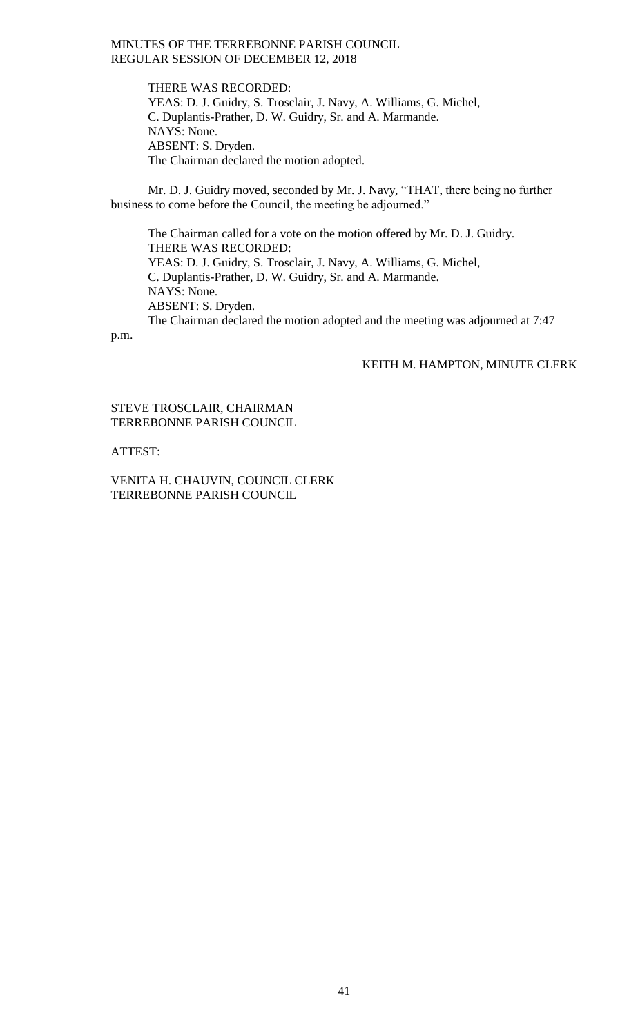THERE WAS RECORDED:
YEAS: D. J. Guidry, S. Trosclair, J. Navy, A. Williams, G. Michel, C. Duplantis-Prather, D. W. Guidry, Sr. and A. Marmande.
NAYS: None.
ABSENT: S. Dryden.
The Chairman declared the motion adopted.

Mr. D. J. Guidry moved, seconded by Mr. J. Navy, "THAT, there being no further business to come before the Council, the meeting be adjourned."

The Chairman called for a vote on the motion offered by Mr. D. J. Guidry.
THERE WAS RECORDED:
YEAS: D. J. Guidry, S. Trosclair, J. Navy, A. Williams, G. Michel, C. Duplantis-Prather, D. W. Guidry, Sr. and A. Marmande.
NAYS: None.
ABSENT: S. Dryden.
The Chairman declared the motion adopted and the meeting was adjourned at 7:47 p.m.

KEITH M. HAMPTON, MINUTE CLERK

STEVE TROSCLAIR, CHAIRMAN
TERREBONNE PARISH COUNCIL

ATTEST:

VENITA H. CHAUVIN, COUNCIL CLERK
TERREBONNE PARISH COUNCIL